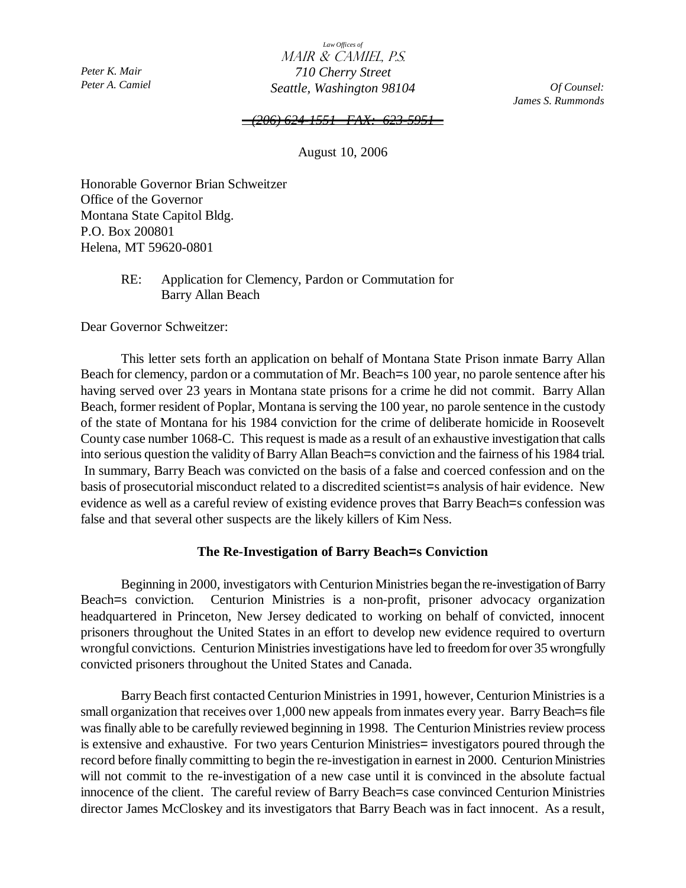*Law Offices of*
MAIR & CAMIEL, P.S.
*710 Cherry Street*
*Seattle, Washington 98104*

*Peter K. Mair*
*Peter A. Camiel*

*Of Counsel:*
*James S. Rummonds*

~~*(206) 624-1551 FAX: 623-5951*~~

August 10, 2006

Honorable Governor Brian Schweitzer
Office of the Governor
Montana State Capitol Bldg.
P.O. Box 200801
Helena, MT 59620-0801

RE: Application for Clemency, Pardon or Commutation for Barry Allan Beach

Dear Governor Schweitzer:

This letter sets forth an application on behalf of Montana State Prison inmate Barry Allan Beach for clemency, pardon or a commutation of Mr. Beach=s 100 year, no parole sentence after his having served over 23 years in Montana state prisons for a crime he did not commit. Barry Allan Beach, former resident of Poplar, Montana is serving the 100 year, no parole sentence in the custody of the state of Montana for his 1984 conviction for the crime of deliberate homicide in Roosevelt County case number 1068-C. This request is made as a result of an exhaustive investigation that calls into serious question the validity of Barry Allan Beach=s conviction and the fairness of his 1984 trial. In summary, Barry Beach was convicted on the basis of a false and coerced confession and on the basis of prosecutorial misconduct related to a discredited scientist=s analysis of hair evidence. New evidence as well as a careful review of existing evidence proves that Barry Beach=s confession was false and that several other suspects are the likely killers of Kim Ness.

**The Re-Investigation of Barry Beach=s Conviction**

Beginning in 2000, investigators with Centurion Ministries began the re-investigation of Barry Beach=s conviction. Centurion Ministries is a non-profit, prisoner advocacy organization headquartered in Princeton, New Jersey dedicated to working on behalf of convicted, innocent prisoners throughout the United States in an effort to develop new evidence required to overturn wrongful convictions. Centurion Ministries investigations have led to freedom for over 35 wrongfully convicted prisoners throughout the United States and Canada.

Barry Beach first contacted Centurion Ministries in 1991, however, Centurion Ministries is a small organization that receives over 1,000 new appeals from inmates every year. Barry Beach=s file was finally able to be carefully reviewed beginning in 1998. The Centurion Ministries review process is extensive and exhaustive. For two years Centurion Ministries= investigators poured through the record before finally committing to begin the re-investigation in earnest in 2000. Centurion Ministries will not commit to the re-investigation of a new case until it is convinced in the absolute factual innocence of the client. The careful review of Barry Beach=s case convinced Centurion Ministries director James McCloskey and its investigators that Barry Beach was in fact innocent. As a result,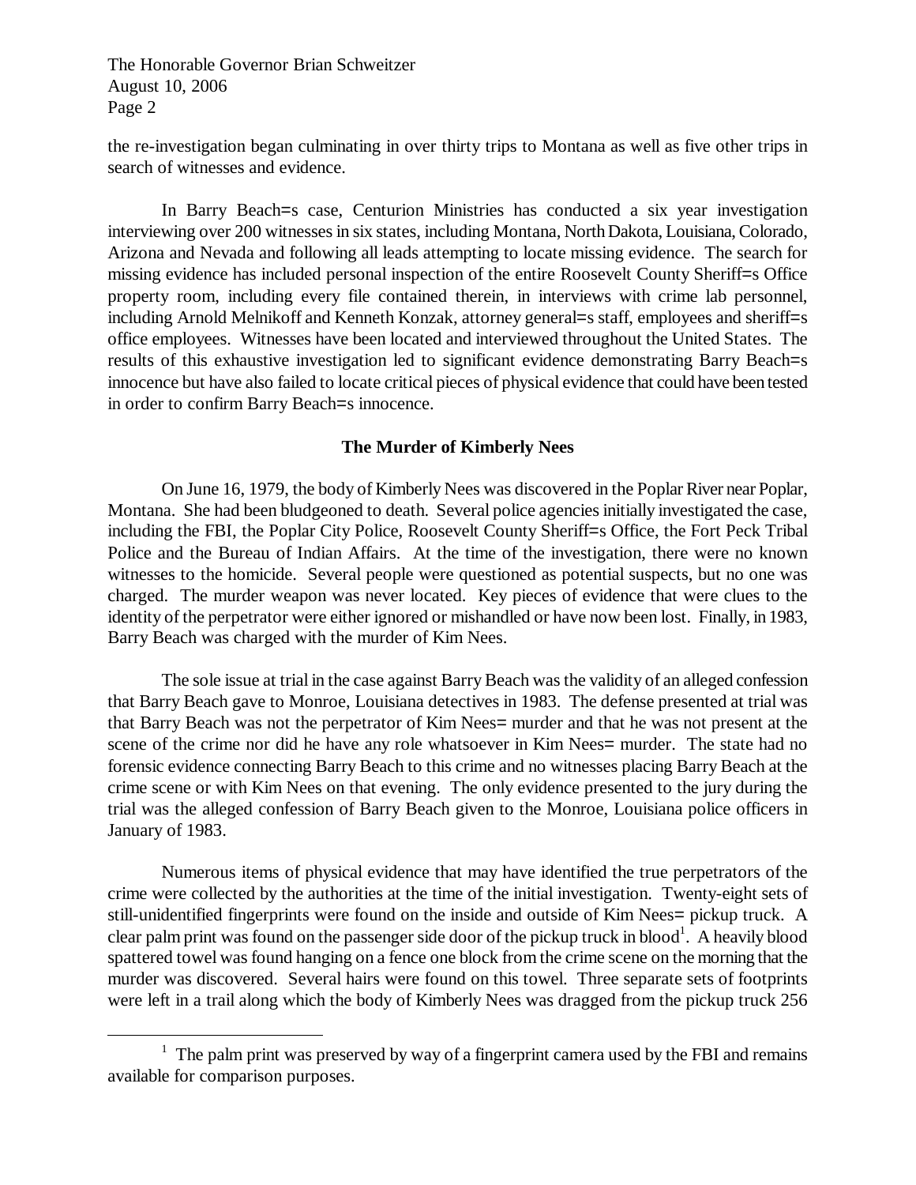the re-investigation began culminating in over thirty trips to Montana as well as five other trips in search of witnesses and evidence.

In Barry Beach=s case, Centurion Ministries has conducted a six year investigation interviewing over 200 witnesses in six states, including Montana, North Dakota, Louisiana, Colorado, Arizona and Nevada and following all leads attempting to locate missing evidence. The search for missing evidence has included personal inspection of the entire Roosevelt County Sheriff=s Office property room, including every file contained therein, in interviews with crime lab personnel, including Arnold Melnikoff and Kenneth Konzak, attorney general=s staff, employees and sheriff=s office employees. Witnesses have been located and interviewed throughout the United States. The results of this exhaustive investigation led to significant evidence demonstrating Barry Beach=s innocence but have also failed to locate critical pieces of physical evidence that could have been tested in order to confirm Barry Beach=s innocence.

## The Murder of Kimberly Nees

On June 16, 1979, the body of Kimberly Nees was discovered in the Poplar River near Poplar, Montana. She had been bludgeoned to death. Several police agencies initially investigated the case, including the FBI, the Poplar City Police, Roosevelt County Sheriff=s Office, the Fort Peck Tribal Police and the Bureau of Indian Affairs. At the time of the investigation, there were no known witnesses to the homicide. Several people were questioned as potential suspects, but no one was charged. The murder weapon was never located. Key pieces of evidence that were clues to the identity of the perpetrator were either ignored or mishandled or have now been lost. Finally, in 1983, Barry Beach was charged with the murder of Kim Nees.

The sole issue at trial in the case against Barry Beach was the validity of an alleged confession that Barry Beach gave to Monroe, Louisiana detectives in 1983. The defense presented at trial was that Barry Beach was not the perpetrator of Kim Nees= murder and that he was not present at the scene of the crime nor did he have any role whatsoever in Kim Nees= murder. The state had no forensic evidence connecting Barry Beach to this crime and no witnesses placing Barry Beach at the crime scene or with Kim Nees on that evening. The only evidence presented to the jury during the trial was the alleged confession of Barry Beach given to the Monroe, Louisiana police officers in January of 1983.

Numerous items of physical evidence that may have identified the true perpetrators of the crime were collected by the authorities at the time of the initial investigation. Twenty-eight sets of still-unidentified fingerprints were found on the inside and outside of Kim Nees= pickup truck. A clear palm print was found on the passenger side door of the pickup truck in blood[1]. A heavily blood spattered towel was found hanging on a fence one block from the crime scene on the morning that the murder was discovered. Several hairs were found on this towel. Three separate sets of footprints were left in a trail along which the body of Kimberly Nees was dragged from the pickup truck 256

[1] The palm print was preserved by way of a fingerprint camera used by the FBI and remains available for comparison purposes.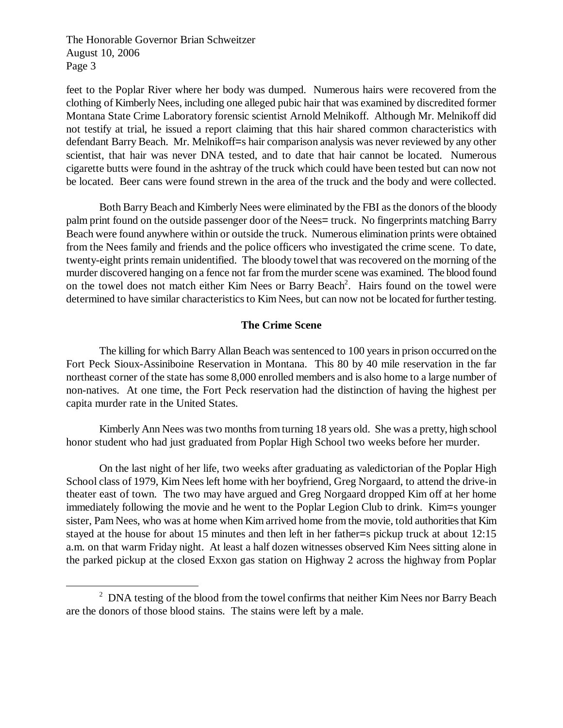feet to the Poplar River where her body was dumped. Numerous hairs were recovered from the clothing of Kimberly Nees, including one alleged pubic hair that was examined by discredited former Montana State Crime Laboratory forensic scientist Arnold Melnikoff. Although Mr. Melnikoff did not testify at trial, he issued a report claiming that this hair shared common characteristics with defendant Barry Beach. Mr. Melnikoff=s hair comparison analysis was never reviewed by any other scientist, that hair was never DNA tested, and to date that hair cannot be located. Numerous cigarette butts were found in the ashtray of the truck which could have been tested but can now not be located. Beer cans were found strewn in the area of the truck and the body and were collected.

Both Barry Beach and Kimberly Nees were eliminated by the FBI as the donors of the bloody palm print found on the outside passenger door of the Nees= truck. No fingerprints matching Barry Beach were found anywhere within or outside the truck. Numerous elimination prints were obtained from the Nees family and friends and the police officers who investigated the crime scene. To date, twenty-eight prints remain unidentified. The bloody towel that was recovered on the morning of the murder discovered hanging on a fence not far from the murder scene was examined. The blood found on the towel does not match either Kim Nees or Barry Beach[2]. Hairs found on the towel were determined to have similar characteristics to Kim Nees, but can now not be located for further testing.

## The Crime Scene

The killing for which Barry Allan Beach was sentenced to 100 years in prison occurred on the Fort Peck Sioux-Assiniboine Reservation in Montana. This 80 by 40 mile reservation in the far northeast corner of the state has some 8,000 enrolled members and is also home to a large number of non-natives. At one time, the Fort Peck reservation had the distinction of having the highest per capita murder rate in the United States.

Kimberly Ann Nees was two months from turning 18 years old. She was a pretty, high school honor student who had just graduated from Poplar High School two weeks before her murder.

On the last night of her life, two weeks after graduating as valedictorian of the Poplar High School class of 1979, Kim Nees left home with her boyfriend, Greg Norgaard, to attend the drive-in theater east of town. The two may have argued and Greg Norgaard dropped Kim off at her home immediately following the movie and he went to the Poplar Legion Club to drink. Kim=s younger sister, Pam Nees, who was at home when Kim arrived home from the movie, told authorities that Kim stayed at the house for about 15 minutes and then left in her father=s pickup truck at about 12:15 a.m. on that warm Friday night. At least a half dozen witnesses observed Kim Nees sitting alone in the parked pickup at the closed Exxon gas station on Highway 2 across the highway from Poplar

[2] DNA testing of the blood from the towel confirms that neither Kim Nees nor Barry Beach are the donors of those blood stains. The stains were left by a male.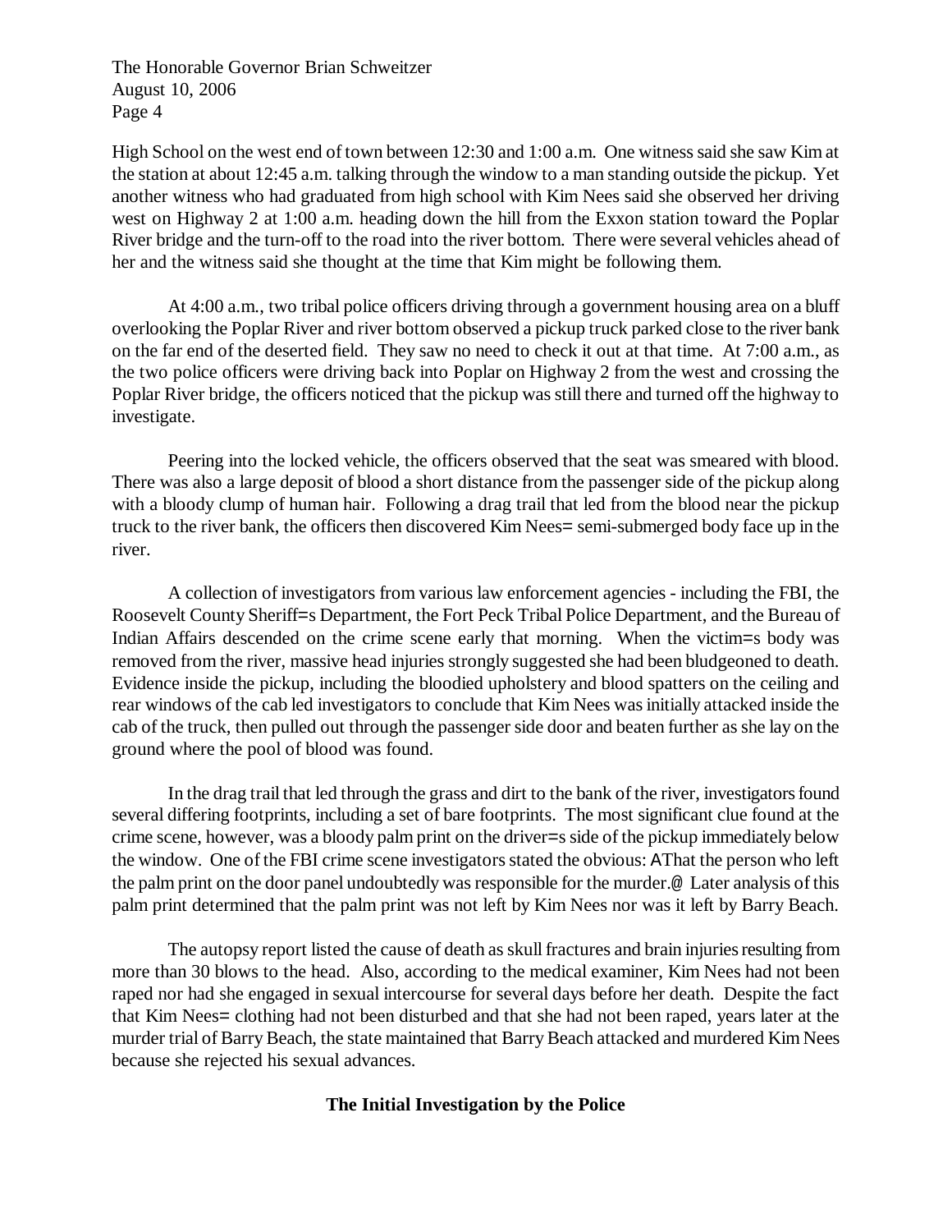High School on the west end of town between 12:30 and 1:00 a.m. One witness said she saw Kim at the station at about 12:45 a.m. talking through the window to a man standing outside the pickup. Yet another witness who had graduated from high school with Kim Nees said she observed her driving west on Highway 2 at 1:00 a.m. heading down the hill from the Exxon station toward the Poplar River bridge and the turn-off to the road into the river bottom. There were several vehicles ahead of her and the witness said she thought at the time that Kim might be following them.

At 4:00 a.m., two tribal police officers driving through a government housing area on a bluff overlooking the Poplar River and river bottom observed a pickup truck parked close to the river bank on the far end of the deserted field. They saw no need to check it out at that time. At 7:00 a.m., as the two police officers were driving back into Poplar on Highway 2 from the west and crossing the Poplar River bridge, the officers noticed that the pickup was still there and turned off the highway to investigate.

Peering into the locked vehicle, the officers observed that the seat was smeared with blood. There was also a large deposit of blood a short distance from the passenger side of the pickup along with a bloody clump of human hair. Following a drag trail that led from the blood near the pickup truck to the river bank, the officers then discovered Kim Nees= semi-submerged body face up in the river.

A collection of investigators from various law enforcement agencies - including the FBI, the Roosevelt County Sheriff=s Department, the Fort Peck Tribal Police Department, and the Bureau of Indian Affairs descended on the crime scene early that morning. When the victim=s body was removed from the river, massive head injuries strongly suggested she had been bludgeoned to death. Evidence inside the pickup, including the bloodied upholstery and blood spatters on the ceiling and rear windows of the cab led investigators to conclude that Kim Nees was initially attacked inside the cab of the truck, then pulled out through the passenger side door and beaten further as she lay on the ground where the pool of blood was found.

In the drag trail that led through the grass and dirt to the bank of the river, investigators found several differing footprints, including a set of bare footprints. The most significant clue found at the crime scene, however, was a bloody palm print on the driver=s side of the pickup immediately below the window. One of the FBI crime scene investigators stated the obvious: AThat the person who left the palm print on the door panel undoubtedly was responsible for the murder.@ Later analysis of this palm print determined that the palm print was not left by Kim Nees nor was it left by Barry Beach.

The autopsy report listed the cause of death as skull fractures and brain injuries resulting from more than 30 blows to the head. Also, according to the medical examiner, Kim Nees had not been raped nor had she engaged in sexual intercourse for several days before her death. Despite the fact that Kim Nees= clothing had not been disturbed and that she had not been raped, years later at the murder trial of Barry Beach, the state maintained that Barry Beach attacked and murdered Kim Nees because she rejected his sexual advances.

**The Initial Investigation by the Police**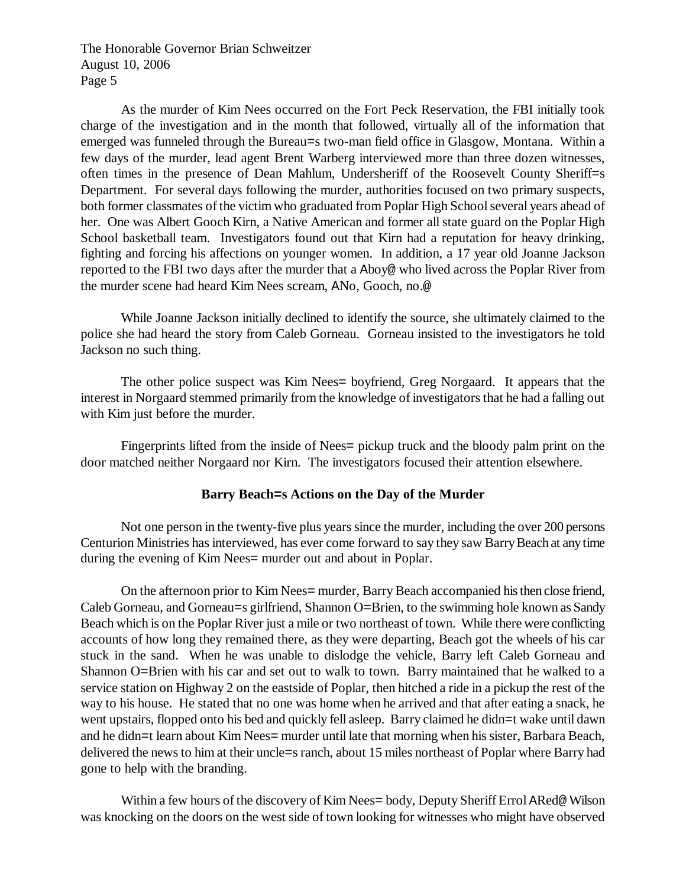As the murder of Kim Nees occurred on the Fort Peck Reservation, the FBI initially took charge of the investigation and in the month that followed, virtually all of the information that emerged was funneled through the Bureau=s two-man field office in Glasgow, Montana. Within a few days of the murder, lead agent Brent Warberg interviewed more than three dozen witnesses, often times in the presence of Dean Mahlum, Undersheriff of the Roosevelt County Sheriff=s Department. For several days following the murder, authorities focused on two primary suspects, both former classmates of the victim who graduated from Poplar High School several years ahead of her. One was Albert Gooch Kirn, a Native American and former all state guard on the Poplar High School basketball team. Investigators found out that Kirn had a reputation for heavy drinking, fighting and forcing his affections on younger women. In addition, a 17 year old Joanne Jackson reported to the FBI two days after the murder that a Aboy@ who lived across the Poplar River from the murder scene had heard Kim Nees scream, ANo, Gooch, no.@

While Joanne Jackson initially declined to identify the source, she ultimately claimed to the police she had heard the story from Caleb Gorneau. Gorneau insisted to the investigators he told Jackson no such thing.

The other police suspect was Kim Nees= boyfriend, Greg Norgaard. It appears that the interest in Norgaard stemmed primarily from the knowledge of investigators that he had a falling out with Kim just before the murder.

Fingerprints lifted from the inside of Nees= pickup truck and the bloody palm print on the door matched neither Norgaard nor Kirn. The investigators focused their attention elsewhere.

**Barry Beach=s Actions on the Day of the Murder**

Not one person in the twenty-five plus years since the murder, including the over 200 persons Centurion Ministries has interviewed, has ever come forward to say they saw Barry Beach at any time during the evening of Kim Nees= murder out and about in Poplar.

On the afternoon prior to Kim Nees= murder, Barry Beach accompanied his then close friend, Caleb Gorneau, and Gorneau=s girlfriend, Shannon O=Brien, to the swimming hole known as Sandy Beach which is on the Poplar River just a mile or two northeast of town. While there were conflicting accounts of how long they remained there, as they were departing, Beach got the wheels of his car stuck in the sand. When he was unable to dislodge the vehicle, Barry left Caleb Gorneau and Shannon O=Brien with his car and set out to walk to town. Barry maintained that he walked to a service station on Highway 2 on the eastside of Poplar, then hitched a ride in a pickup the rest of the way to his house. He stated that no one was home when he arrived and that after eating a snack, he went upstairs, flopped onto his bed and quickly fell asleep. Barry claimed he didn=t wake until dawn and he didn=t learn about Kim Nees= murder until late that morning when his sister, Barbara Beach, delivered the news to him at their uncle=s ranch, about 15 miles northeast of Poplar where Barry had gone to help with the branding.

Within a few hours of the discovery of Kim Nees= body, Deputy Sheriff Errol ARed@ Wilson was knocking on the doors on the west side of town looking for witnesses who might have observed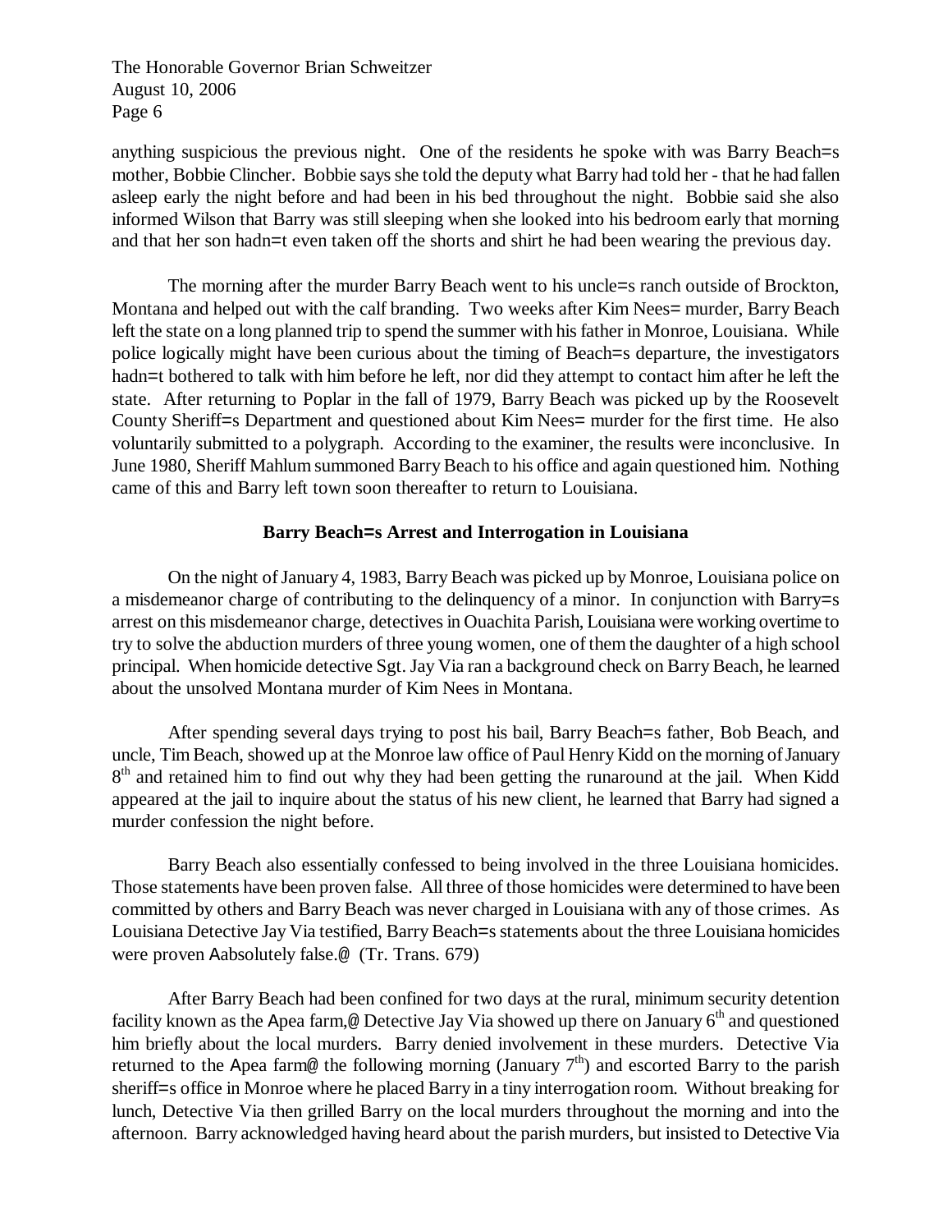anything suspicious the previous night. One of the residents he spoke with was Barry Beach=s mother, Bobbie Clincher. Bobbie says she told the deputy what Barry had told her - that he had fallen asleep early the night before and had been in his bed throughout the night. Bobbie said she also informed Wilson that Barry was still sleeping when she looked into his bedroom early that morning and that her son hadn=t even taken off the shorts and shirt he had been wearing the previous day.

The morning after the murder Barry Beach went to his uncle=s ranch outside of Brockton, Montana and helped out with the calf branding. Two weeks after Kim Nees= murder, Barry Beach left the state on a long planned trip to spend the summer with his father in Monroe, Louisiana. While police logically might have been curious about the timing of Beach=s departure, the investigators hadn=t bothered to talk with him before he left, nor did they attempt to contact him after he left the state. After returning to Poplar in the fall of 1979, Barry Beach was picked up by the Roosevelt County Sheriff=s Department and questioned about Kim Nees= murder for the first time. He also voluntarily submitted to a polygraph. According to the examiner, the results were inconclusive. In June 1980, Sheriff Mahlum summoned Barry Beach to his office and again questioned him. Nothing came of this and Barry left town soon thereafter to return to Louisiana.

**Barry Beach=s Arrest and Interrogation in Louisiana**

On the night of January 4, 1983, Barry Beach was picked up by Monroe, Louisiana police on a misdemeanor charge of contributing to the delinquency of a minor. In conjunction with Barry=s arrest on this misdemeanor charge, detectives in Ouachita Parish, Louisiana were working overtime to try to solve the abduction murders of three young women, one of them the daughter of a high school principal. When homicide detective Sgt. Jay Via ran a background check on Barry Beach, he learned about the unsolved Montana murder of Kim Nees in Montana.

After spending several days trying to post his bail, Barry Beach=s father, Bob Beach, and uncle, Tim Beach, showed up at the Monroe law office of Paul Henry Kidd on the morning of January 8th and retained him to find out why they had been getting the runaround at the jail. When Kidd appeared at the jail to inquire about the status of his new client, he learned that Barry had signed a murder confession the night before.

Barry Beach also essentially confessed to being involved in the three Louisiana homicides. Those statements have been proven false. All three of those homicides were determined to have been committed by others and Barry Beach was never charged in Louisiana with any of those crimes. As Louisiana Detective Jay Via testified, Barry Beach=s statements about the three Louisiana homicides were proven Aabsolutely false.@ (Tr. Trans. 679)

After Barry Beach had been confined for two days at the rural, minimum security detention facility known as the Apea farm,@ Detective Jay Via showed up there on January 6th and questioned him briefly about the local murders. Barry denied involvement in these murders. Detective Via returned to the Apea farm@ the following morning (January 7th) and escorted Barry to the parish sheriff=s office in Monroe where he placed Barry in a tiny interrogation room. Without breaking for lunch, Detective Via then grilled Barry on the local murders throughout the morning and into the afternoon. Barry acknowledged having heard about the parish murders, but insisted to Detective Via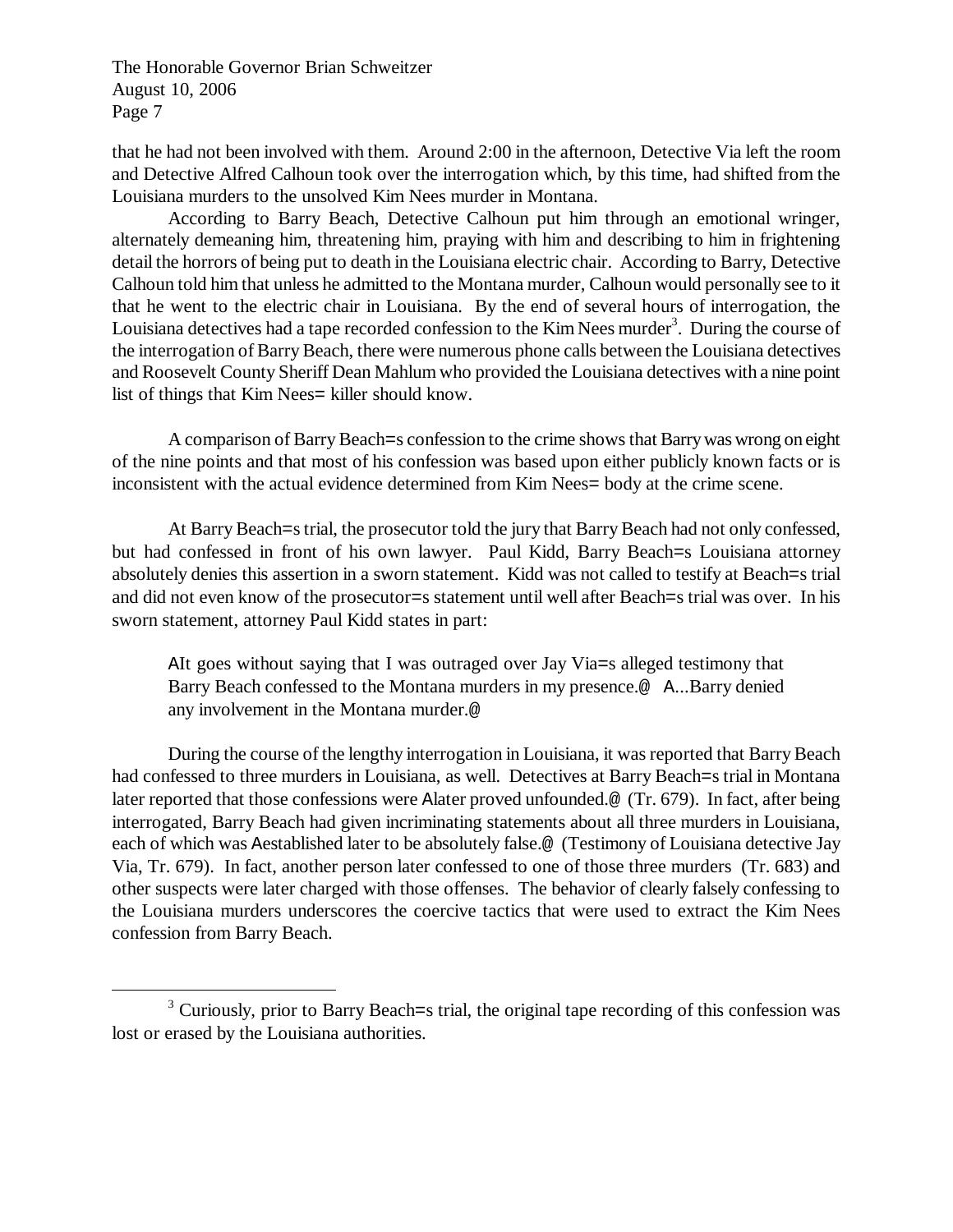that he had not been involved with them. Around 2:00 in the afternoon, Detective Via left the room and Detective Alfred Calhoun took over the interrogation which, by this time, had shifted from the Louisiana murders to the unsolved Kim Nees murder in Montana.

According to Barry Beach, Detective Calhoun put him through an emotional wringer, alternately demeaning him, threatening him, praying with him and describing to him in frightening detail the horrors of being put to death in the Louisiana electric chair. According to Barry, Detective Calhoun told him that unless he admitted to the Montana murder, Calhoun would personally see to it that he went to the electric chair in Louisiana. By the end of several hours of interrogation, the Louisiana detectives had a tape recorded confession to the Kim Nees murder[3]. During the course of the interrogation of Barry Beach, there were numerous phone calls between the Louisiana detectives and Roosevelt County Sheriff Dean Mahlum who provided the Louisiana detectives with a nine point list of things that Kim Nees= killer should know.

A comparison of Barry Beach=s confession to the crime shows that Barry was wrong on eight of the nine points and that most of his confession was based upon either publicly known facts or is inconsistent with the actual evidence determined from Kim Nees= body at the crime scene.

At Barry Beach=s trial, the prosecutor told the jury that Barry Beach had not only confessed, but had confessed in front of his own lawyer. Paul Kidd, Barry Beach=s Louisiana attorney absolutely denies this assertion in a sworn statement. Kidd was not called to testify at Beach=s trial and did not even know of the prosecutor=s statement until well after Beach=s trial was over. In his sworn statement, attorney Paul Kidd states in part:

> AIt goes without saying that I was outraged over Jay Via=s alleged testimony that Barry Beach confessed to the Montana murders in my presence.@ A...Barry denied any involvement in the Montana murder.@

During the course of the lengthy interrogation in Louisiana, it was reported that Barry Beach had confessed to three murders in Louisiana, as well. Detectives at Barry Beach=s trial in Montana later reported that those confessions were Alater proved unfounded.@ (Tr. 679). In fact, after being interrogated, Barry Beach had given incriminating statements about all three murders in Louisiana, each of which was Aestablished later to be absolutely false.@ (Testimony of Louisiana detective Jay Via, Tr. 679). In fact, another person later confessed to one of those three murders (Tr. 683) and other suspects were later charged with those offenses. The behavior of clearly falsely confessing to the Louisiana murders underscores the coercive tactics that were used to extract the Kim Nees confession from Barry Beach.

---

[3] Curiously, prior to Barry Beach=s trial, the original tape recording of this confession was lost or erased by the Louisiana authorities.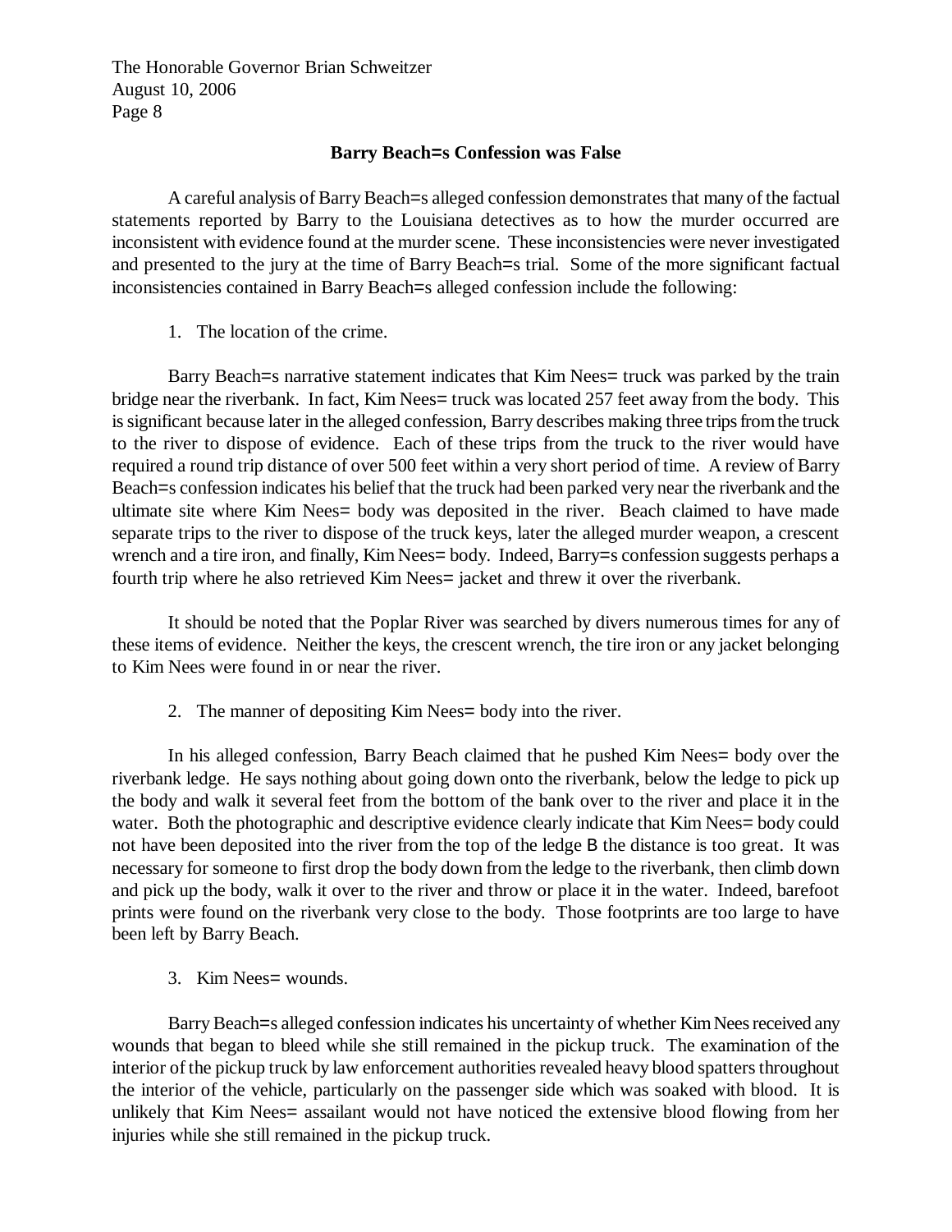### Barry Beach=s Confession was False

A careful analysis of Barry Beach=s alleged confession demonstrates that many of the factual statements reported by Barry to the Louisiana detectives as to how the murder occurred are inconsistent with evidence found at the murder scene. These inconsistencies were never investigated and presented to the jury at the time of Barry Beach=s trial. Some of the more significant factual inconsistencies contained in Barry Beach=s alleged confession include the following:

1. The location of the crime.

Barry Beach=s narrative statement indicates that Kim Nees= truck was parked by the train bridge near the riverbank. In fact, Kim Nees= truck was located 257 feet away from the body. This is significant because later in the alleged confession, Barry describes making three trips from the truck to the river to dispose of evidence. Each of these trips from the truck to the river would have required a round trip distance of over 500 feet within a very short period of time. A review of Barry Beach=s confession indicates his belief that the truck had been parked very near the riverbank and the ultimate site where Kim Nees= body was deposited in the river. Beach claimed to have made separate trips to the river to dispose of the truck keys, later the alleged murder weapon, a crescent wrench and a tire iron, and finally, Kim Nees= body. Indeed, Barry=s confession suggests perhaps a fourth trip where he also retrieved Kim Nees= jacket and threw it over the riverbank.

It should be noted that the Poplar River was searched by divers numerous times for any of these items of evidence. Neither the keys, the crescent wrench, the tire iron or any jacket belonging to Kim Nees were found in or near the river.

2. The manner of depositing Kim Nees= body into the river.

In his alleged confession, Barry Beach claimed that he pushed Kim Nees= body over the riverbank ledge. He says nothing about going down onto the riverbank, below the ledge to pick up the body and walk it several feet from the bottom of the bank over to the river and place it in the water. Both the photographic and descriptive evidence clearly indicate that Kim Nees= body could not have been deposited into the river from the top of the ledge B the distance is too great. It was necessary for someone to first drop the body down from the ledge to the riverbank, then climb down and pick up the body, walk it over to the river and throw or place it in the water. Indeed, barefoot prints were found on the riverbank very close to the body. Those footprints are too large to have been left by Barry Beach.

3. Kim Nees= wounds.

Barry Beach=s alleged confession indicates his uncertainty of whether Kim Nees received any wounds that began to bleed while she still remained in the pickup truck. The examination of the interior of the pickup truck by law enforcement authorities revealed heavy blood spatters throughout the interior of the vehicle, particularly on the passenger side which was soaked with blood. It is unlikely that Kim Nees= assailant would not have noticed the extensive blood flowing from her injuries while she still remained in the pickup truck.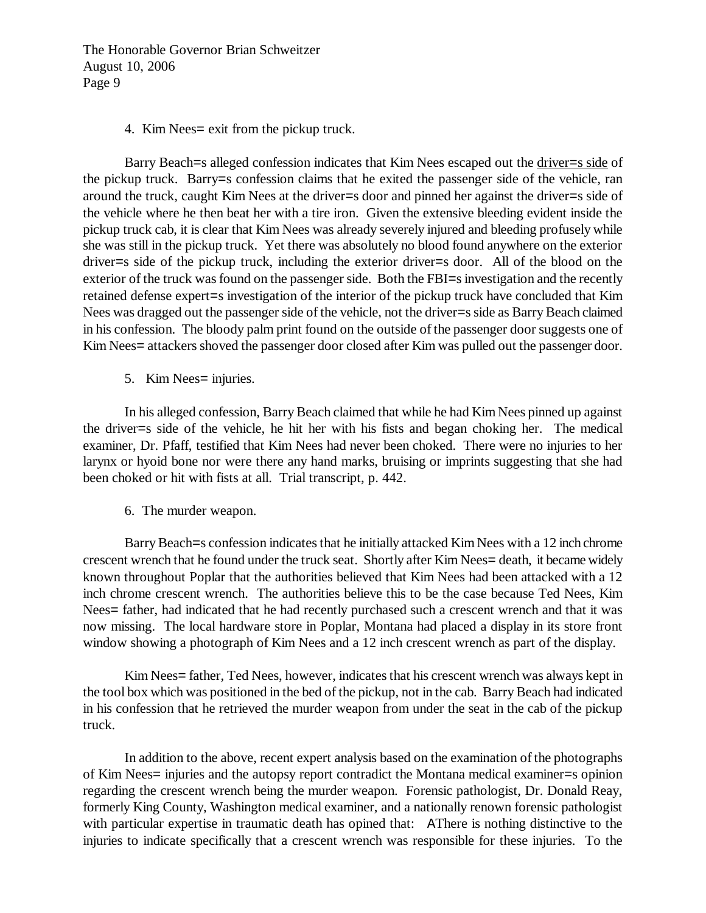4. Kim Nees= exit from the pickup truck.

Barry Beach=s alleged confession indicates that Kim Nees escaped out the driver=s side of the pickup truck. Barry=s confession claims that he exited the passenger side of the vehicle, ran around the truck, caught Kim Nees at the driver=s door and pinned her against the driver=s side of the vehicle where he then beat her with a tire iron. Given the extensive bleeding evident inside the pickup truck cab, it is clear that Kim Nees was already severely injured and bleeding profusely while she was still in the pickup truck. Yet there was absolutely no blood found anywhere on the exterior driver=s side of the pickup truck, including the exterior driver=s door. All of the blood on the exterior of the truck was found on the passenger side. Both the FBI=s investigation and the recently retained defense expert=s investigation of the interior of the pickup truck have concluded that Kim Nees was dragged out the passenger side of the vehicle, not the driver=s side as Barry Beach claimed in his confession. The bloody palm print found on the outside of the passenger door suggests one of Kim Nees= attackers shoved the passenger door closed after Kim was pulled out the passenger door.

5. Kim Nees= injuries.

In his alleged confession, Barry Beach claimed that while he had Kim Nees pinned up against the driver=s side of the vehicle, he hit her with his fists and began choking her. The medical examiner, Dr. Pfaff, testified that Kim Nees had never been choked. There were no injuries to her larynx or hyoid bone nor were there any hand marks, bruising or imprints suggesting that she had been choked or hit with fists at all. Trial transcript, p. 442.

6. The murder weapon.

Barry Beach=s confession indicates that he initially attacked Kim Nees with a 12 inch chrome crescent wrench that he found under the truck seat. Shortly after Kim Nees= death, it became widely known throughout Poplar that the authorities believed that Kim Nees had been attacked with a 12 inch chrome crescent wrench. The authorities believe this to be the case because Ted Nees, Kim Nees= father, had indicated that he had recently purchased such a crescent wrench and that it was now missing. The local hardware store in Poplar, Montana had placed a display in its store front window showing a photograph of Kim Nees and a 12 inch crescent wrench as part of the display.

Kim Nees= father, Ted Nees, however, indicates that his crescent wrench was always kept in the tool box which was positioned in the bed of the pickup, not in the cab. Barry Beach had indicated in his confession that he retrieved the murder weapon from under the seat in the cab of the pickup truck.

In addition to the above, recent expert analysis based on the examination of the photographs of Kim Nees= injuries and the autopsy report contradict the Montana medical examiner=s opinion regarding the crescent wrench being the murder weapon. Forensic pathologist, Dr. Donald Reay, formerly King County, Washington medical examiner, and a nationally renown forensic pathologist with particular expertise in traumatic death has opined that: AThere is nothing distinctive to the injuries to indicate specifically that a crescent wrench was responsible for these injuries. To the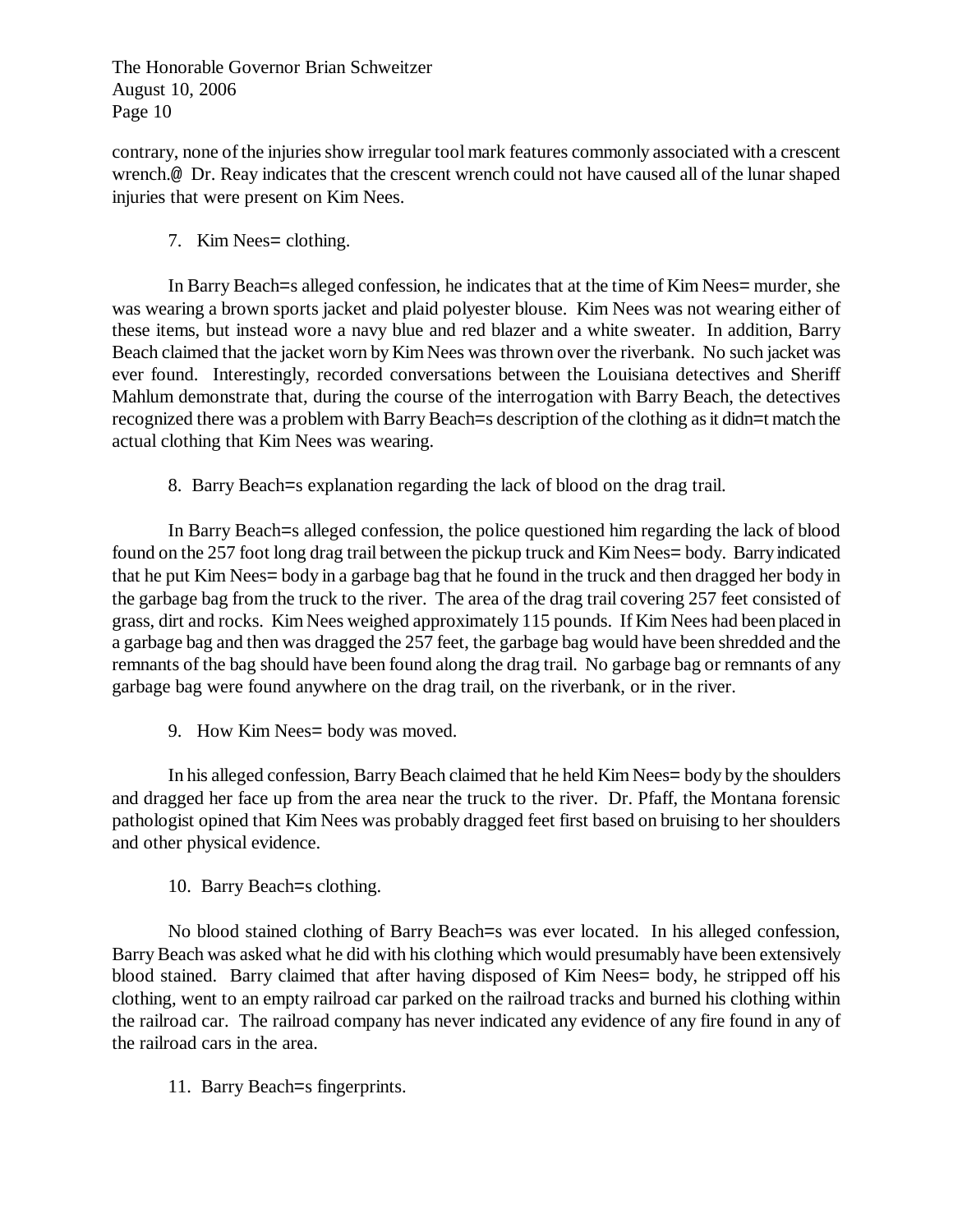contrary, none of the injuries show irregular tool mark features commonly associated with a crescent wrench.@ Dr. Reay indicates that the crescent wrench could not have caused all of the lunar shaped injuries that were present on Kim Nees.

7. Kim Nees= clothing.

In Barry Beach=s alleged confession, he indicates that at the time of Kim Nees= murder, she was wearing a brown sports jacket and plaid polyester blouse. Kim Nees was not wearing either of these items, but instead wore a navy blue and red blazer and a white sweater. In addition, Barry Beach claimed that the jacket worn by Kim Nees was thrown over the riverbank. No such jacket was ever found. Interestingly, recorded conversations between the Louisiana detectives and Sheriff Mahlum demonstrate that, during the course of the interrogation with Barry Beach, the detectives recognized there was a problem with Barry Beach=s description of the clothing as it didn=t match the actual clothing that Kim Nees was wearing.

8. Barry Beach=s explanation regarding the lack of blood on the drag trail.

In Barry Beach=s alleged confession, the police questioned him regarding the lack of blood found on the 257 foot long drag trail between the pickup truck and Kim Nees= body. Barry indicated that he put Kim Nees= body in a garbage bag that he found in the truck and then dragged her body in the garbage bag from the truck to the river. The area of the drag trail covering 257 feet consisted of grass, dirt and rocks. Kim Nees weighed approximately 115 pounds. If Kim Nees had been placed in a garbage bag and then was dragged the 257 feet, the garbage bag would have been shredded and the remnants of the bag should have been found along the drag trail. No garbage bag or remnants of any garbage bag were found anywhere on the drag trail, on the riverbank, or in the river.

9. How Kim Nees= body was moved.

In his alleged confession, Barry Beach claimed that he held Kim Nees= body by the shoulders and dragged her face up from the area near the truck to the river. Dr. Pfaff, the Montana forensic pathologist opined that Kim Nees was probably dragged feet first based on bruising to her shoulders and other physical evidence.

10. Barry Beach=s clothing.

No blood stained clothing of Barry Beach=s was ever located. In his alleged confession, Barry Beach was asked what he did with his clothing which would presumably have been extensively blood stained. Barry claimed that after having disposed of Kim Nees= body, he stripped off his clothing, went to an empty railroad car parked on the railroad tracks and burned his clothing within the railroad car. The railroad company has never indicated any evidence of any fire found in any of the railroad cars in the area.

11. Barry Beach=s fingerprints.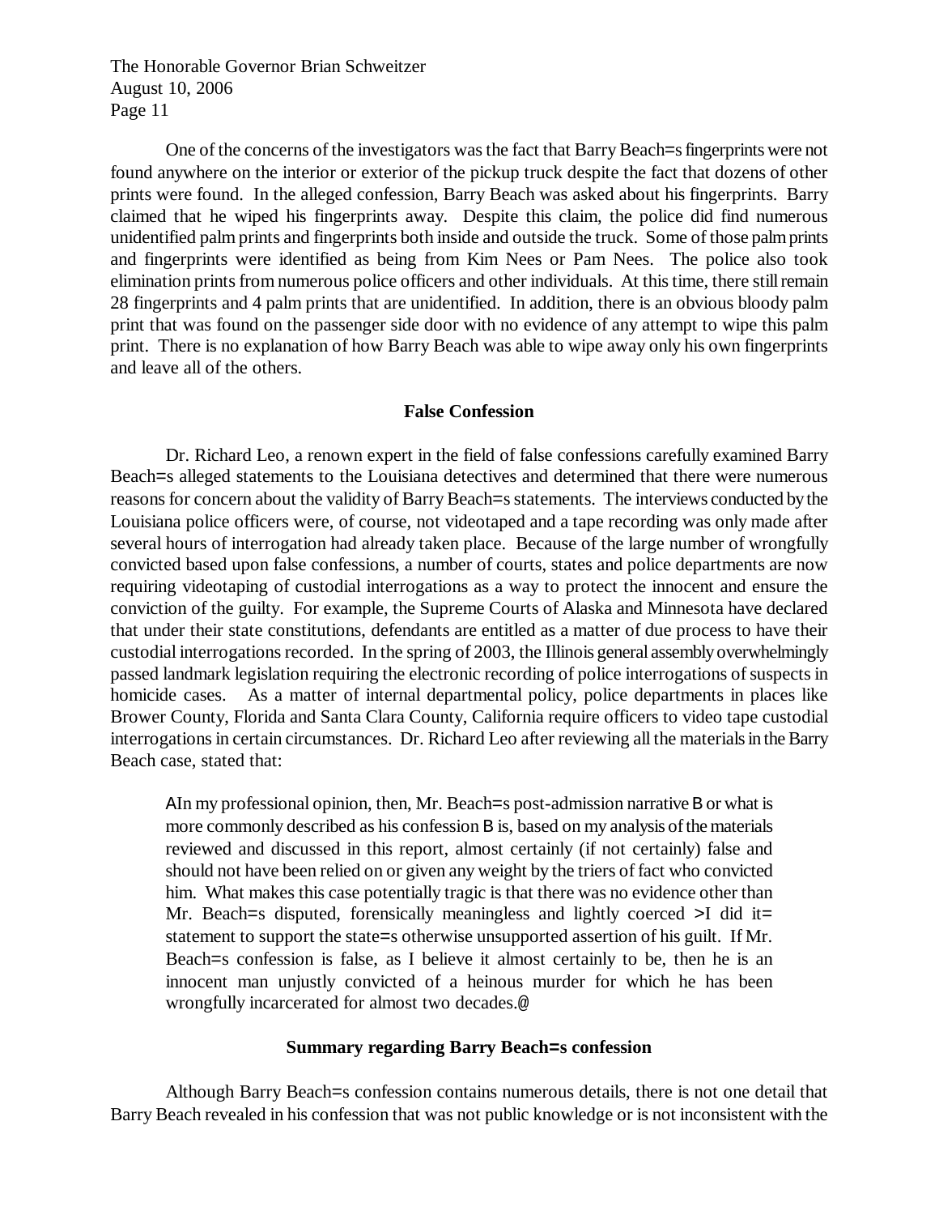One of the concerns of the investigators was the fact that Barry Beach=s fingerprints were not found anywhere on the interior or exterior of the pickup truck despite the fact that dozens of other prints were found. In the alleged confession, Barry Beach was asked about his fingerprints. Barry claimed that he wiped his fingerprints away. Despite this claim, the police did find numerous unidentified palm prints and fingerprints both inside and outside the truck. Some of those palm prints and fingerprints were identified as being from Kim Nees or Pam Nees. The police also took elimination prints from numerous police officers and other individuals. At this time, there still remain 28 fingerprints and 4 palm prints that are unidentified. In addition, there is an obvious bloody palm print that was found on the passenger side door with no evidence of any attempt to wipe this palm print. There is no explanation of how Barry Beach was able to wipe away only his own fingerprints and leave all of the others.

**False Confession**

Dr. Richard Leo, a renown expert in the field of false confessions carefully examined Barry Beach=s alleged statements to the Louisiana detectives and determined that there were numerous reasons for concern about the validity of Barry Beach=s statements. The interviews conducted by the Louisiana police officers were, of course, not videotaped and a tape recording was only made after several hours of interrogation had already taken place. Because of the large number of wrongfully convicted based upon false confessions, a number of courts, states and police departments are now requiring videotaping of custodial interrogations as a way to protect the innocent and ensure the conviction of the guilty. For example, the Supreme Courts of Alaska and Minnesota have declared that under their state constitutions, defendants are entitled as a matter of due process to have their custodial interrogations recorded. In the spring of 2003, the Illinois general assembly overwhelmingly passed landmark legislation requiring the electronic recording of police interrogations of suspects in homicide cases. As a matter of internal departmental policy, police departments in places like Brower County, Florida and Santa Clara County, California require officers to video tape custodial interrogations in certain circumstances. Dr. Richard Leo after reviewing all the materials in the Barry Beach case, stated that:

> AIn my professional opinion, then, Mr. Beach=s post-admission narrative B or what is more commonly described as his confession B is, based on my analysis of the materials reviewed and discussed in this report, almost certainly (if not certainly) false and should not have been relied on or given any weight by the triers of fact who convicted him. What makes this case potentially tragic is that there was no evidence other than Mr. Beach=s disputed, forensically meaningless and lightly coerced >I did it= statement to support the state=s otherwise unsupported assertion of his guilt. If Mr. Beach=s confession is false, as I believe it almost certainly to be, then he is an innocent man unjustly convicted of a heinous murder for which he has been wrongfully incarcerated for almost two decades.@

**Summary regarding Barry Beach=s confession**

Although Barry Beach=s confession contains numerous details, there is not one detail that Barry Beach revealed in his confession that was not public knowledge or is not inconsistent with the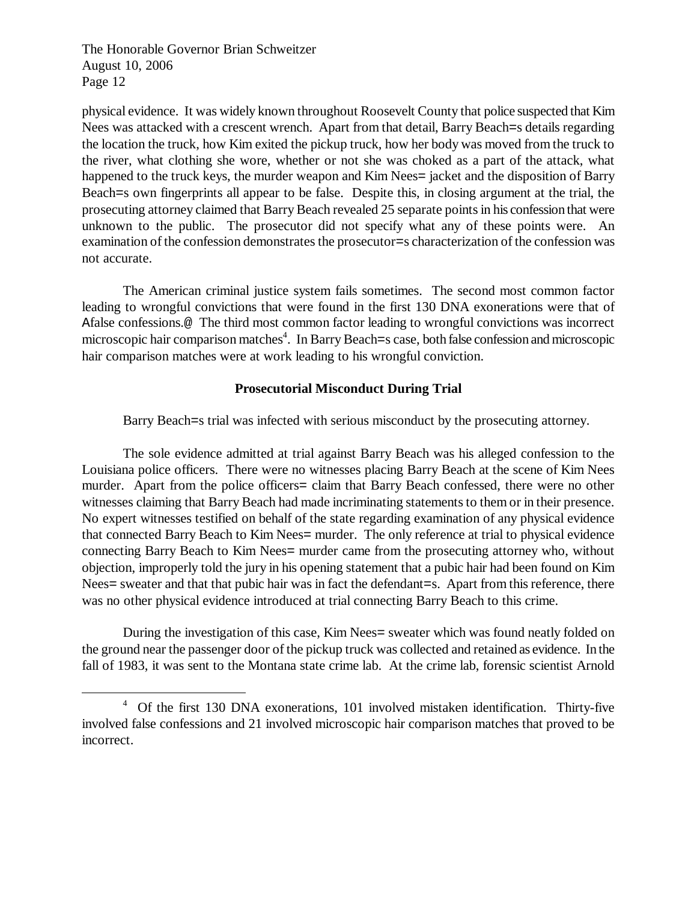physical evidence. It was widely known throughout Roosevelt County that police suspected that Kim Nees was attacked with a crescent wrench. Apart from that detail, Barry Beach=s details regarding the location the truck, how Kim exited the pickup truck, how her body was moved from the truck to the river, what clothing she wore, whether or not she was choked as a part of the attack, what happened to the truck keys, the murder weapon and Kim Nees= jacket and the disposition of Barry Beach=s own fingerprints all appear to be false. Despite this, in closing argument at the trial, the prosecuting attorney claimed that Barry Beach revealed 25 separate points in his confession that were unknown to the public. The prosecutor did not specify what any of these points were. An examination of the confession demonstrates the prosecutor=s characterization of the confession was not accurate.

The American criminal justice system fails sometimes. The second most common factor leading to wrongful convictions that were found in the first 130 DNA exonerations were that of Afalse confessions.@ The third most common factor leading to wrongful convictions was incorrect microscopic hair comparison matches[4]. In Barry Beach=s case, both false confession and microscopic hair comparison matches were at work leading to his wrongful conviction.

**Prosecutorial Misconduct During Trial**

Barry Beach=s trial was infected with serious misconduct by the prosecuting attorney.

The sole evidence admitted at trial against Barry Beach was his alleged confession to the Louisiana police officers. There were no witnesses placing Barry Beach at the scene of Kim Nees murder. Apart from the police officers= claim that Barry Beach confessed, there were no other witnesses claiming that Barry Beach had made incriminating statements to them or in their presence. No expert witnesses testified on behalf of the state regarding examination of any physical evidence that connected Barry Beach to Kim Nees= murder. The only reference at trial to physical evidence connecting Barry Beach to Kim Nees= murder came from the prosecuting attorney who, without objection, improperly told the jury in his opening statement that a pubic hair had been found on Kim Nees= sweater and that that pubic hair was in fact the defendant=s. Apart from this reference, there was no other physical evidence introduced at trial connecting Barry Beach to this crime.

During the investigation of this case, Kim Nees= sweater which was found neatly folded on the ground near the passenger door of the pickup truck was collected and retained as evidence. In the fall of 1983, it was sent to the Montana state crime lab. At the crime lab, forensic scientist Arnold

---

[4] Of the first 130 DNA exonerations, 101 involved mistaken identification. Thirty-five involved false confessions and 21 involved microscopic hair comparison matches that proved to be incorrect.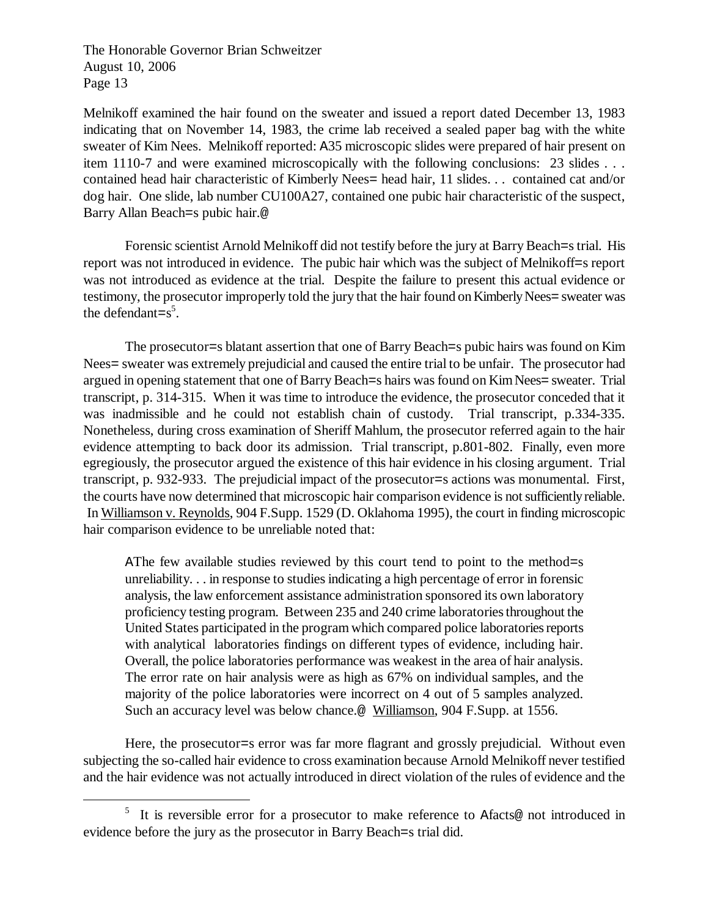Melnikoff examined the hair found on the sweater and issued a report dated December 13, 1983 indicating that on November 14, 1983, the crime lab received a sealed paper bag with the white sweater of Kim Nees. Melnikoff reported: A35 microscopic slides were prepared of hair present on item 1110-7 and were examined microscopically with the following conclusions: 23 slides . . . contained head hair characteristic of Kimberly Nees= head hair, 11 slides. . . contained cat and/or dog hair. One slide, lab number CU100A27, contained one pubic hair characteristic of the suspect, Barry Allan Beach=s pubic hair.@

Forensic scientist Arnold Melnikoff did not testify before the jury at Barry Beach=s trial. His report was not introduced in evidence. The pubic hair which was the subject of Melnikoff=s report was not introduced as evidence at the trial. Despite the failure to present this actual evidence or testimony, the prosecutor improperly told the jury that the hair found on Kimberly Nees= sweater was the defendant=s[5].

The prosecutor=s blatant assertion that one of Barry Beach=s pubic hairs was found on Kim Nees= sweater was extremely prejudicial and caused the entire trial to be unfair. The prosecutor had argued in opening statement that one of Barry Beach=s hairs was found on Kim Nees= sweater. Trial transcript, p. 314-315. When it was time to introduce the evidence, the prosecutor conceded that it was inadmissible and he could not establish chain of custody. Trial transcript, p.334-335. Nonetheless, during cross examination of Sheriff Mahlum, the prosecutor referred again to the hair evidence attempting to back door its admission. Trial transcript, p.801-802. Finally, even more egregiously, the prosecutor argued the existence of this hair evidence in his closing argument. Trial transcript, p. 932-933. The prejudicial impact of the prosecutor=s actions was monumental. First, the courts have now determined that microscopic hair comparison evidence is not sufficiently reliable. In Williamson v. Reynolds, 904 F.Supp. 1529 (D. Oklahoma 1995), the court in finding microscopic hair comparison evidence to be unreliable noted that:

> AThe few available studies reviewed by this court tend to point to the method=s unreliability. . . in response to studies indicating a high percentage of error in forensic analysis, the law enforcement assistance administration sponsored its own laboratory proficiency testing program. Between 235 and 240 crime laboratories throughout the United States participated in the program which compared police laboratories reports with analytical laboratories findings on different types of evidence, including hair. Overall, the police laboratories performance was weakest in the area of hair analysis. The error rate on hair analysis were as high as 67% on individual samples, and the majority of the police laboratories were incorrect on 4 out of 5 samples analyzed. Such an accuracy level was below chance.@ Williamson, 904 F.Supp. at 1556.

Here, the prosecutor=s error was far more flagrant and grossly prejudicial. Without even subjecting the so-called hair evidence to cross examination because Arnold Melnikoff never testified and the hair evidence was not actually introduced in direct violation of the rules of evidence and the

---

[5] It is reversible error for a prosecutor to make reference to Afacts@ not introduced in evidence before the jury as the prosecutor in Barry Beach=s trial did.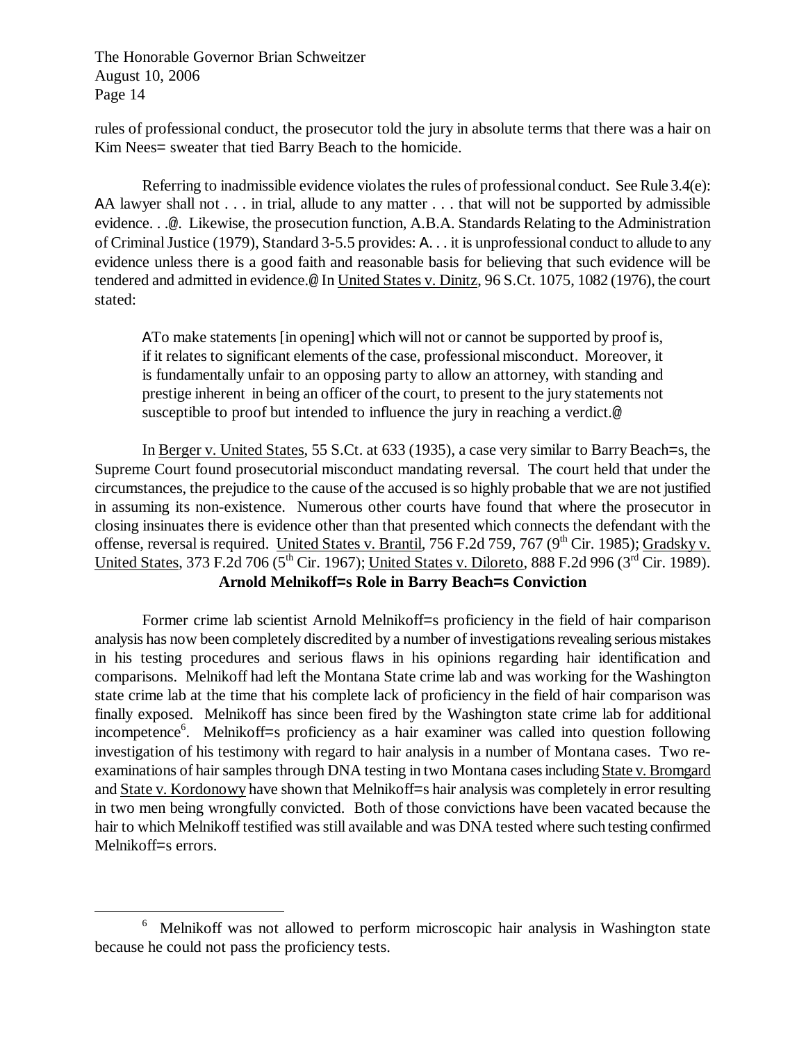rules of professional conduct, the prosecutor told the jury in absolute terms that there was a hair on Kim Nees= sweater that tied Barry Beach to the homicide.

Referring to inadmissible evidence violates the rules of professional conduct. See Rule 3.4(e): AA lawyer shall not . . . in trial, allude to any matter . . . that will not be supported by admissible evidence. . .@. Likewise, the prosecution function, A.B.A. Standards Relating to the Administration of Criminal Justice (1979), Standard 3-5.5 provides: A. . . it is unprofessional conduct to allude to any evidence unless there is a good faith and reasonable basis for believing that such evidence will be tendered and admitted in evidence.@ In United States v. Dinitz, 96 S.Ct. 1075, 1082 (1976), the court stated:

> ATo make statements [in opening] which will not or cannot be supported by proof is, if it relates to significant elements of the case, professional misconduct. Moreover, it is fundamentally unfair to an opposing party to allow an attorney, with standing and prestige inherent in being an officer of the court, to present to the jury statements not susceptible to proof but intended to influence the jury in reaching a verdict.@

In Berger v. United States, 55 S.Ct. at 633 (1935), a case very similar to Barry Beach=s, the Supreme Court found prosecutorial misconduct mandating reversal. The court held that under the circumstances, the prejudice to the cause of the accused is so highly probable that we are not justified in assuming its non-existence. Numerous other courts have found that where the prosecutor in closing insinuates there is evidence other than that presented which connects the defendant with the offense, reversal is required. United States v. Brantil, 756 F.2d 759, 767 (9th Cir. 1985); Gradsky v. United States, 373 F.2d 706 (5th Cir. 1967); United States v. Diloreto, 888 F.2d 996 (3rd Cir. 1989).

**Arnold Melnikoff=s Role in Barry Beach=s Conviction**

Former crime lab scientist Arnold Melnikoff=s proficiency in the field of hair comparison analysis has now been completely discredited by a number of investigations revealing serious mistakes in his testing procedures and serious flaws in his opinions regarding hair identification and comparisons. Melnikoff had left the Montana State crime lab and was working for the Washington state crime lab at the time that his complete lack of proficiency in the field of hair comparison was finally exposed. Melnikoff has since been fired by the Washington state crime lab for additional incompetence[6]. Melnikoff=s proficiency as a hair examiner was called into question following investigation of his testimony with regard to hair analysis in a number of Montana cases. Two re-examinations of hair samples through DNA testing in two Montana cases including State v. Bromgard and State v. Kordonowy have shown that Melnikoff=s hair analysis was completely in error resulting in two men being wrongfully convicted. Both of those convictions have been vacated because the hair to which Melnikoff testified was still available and was DNA tested where such testing confirmed Melnikoff=s errors.

[6] Melnikoff was not allowed to perform microscopic hair analysis in Washington state because he could not pass the proficiency tests.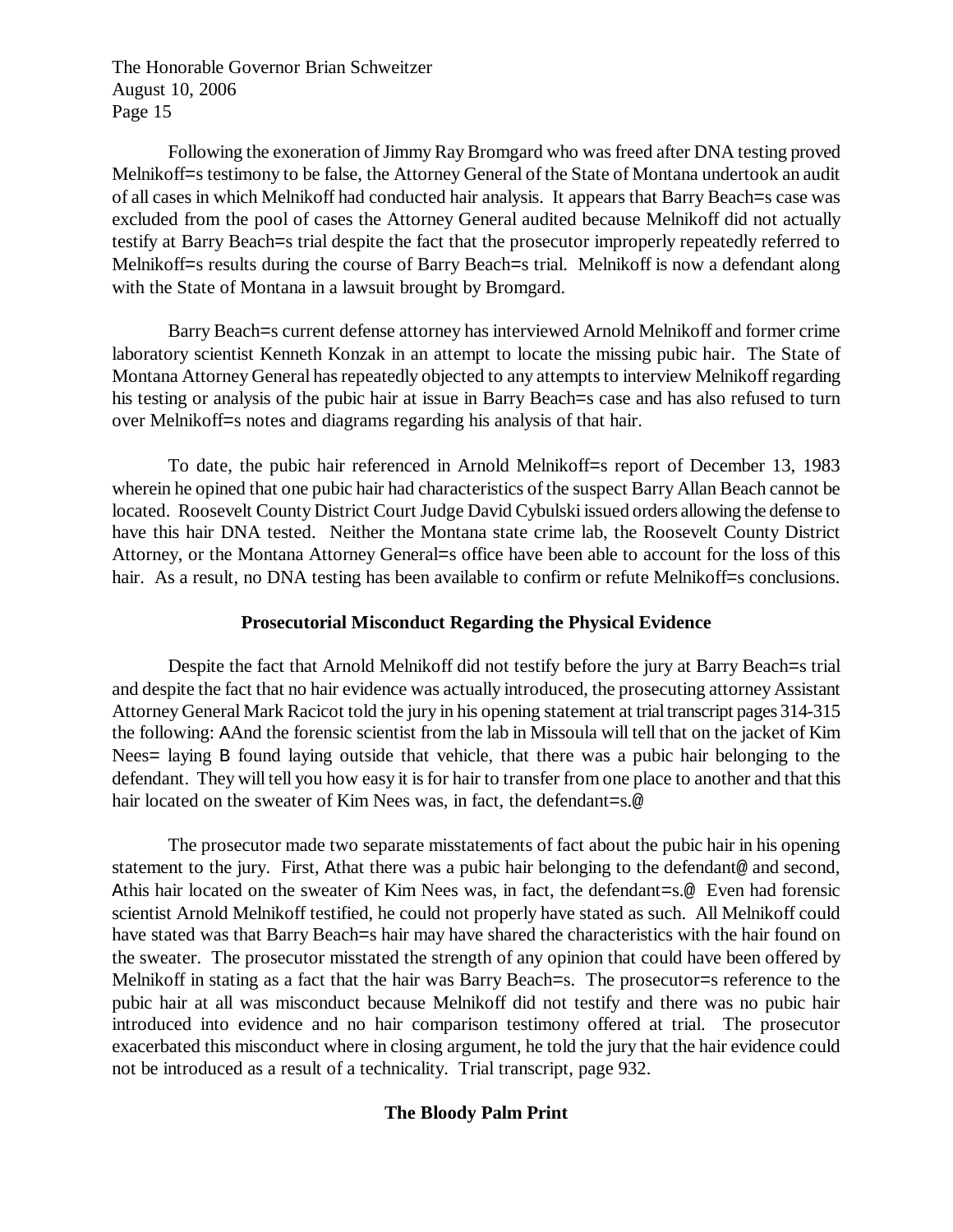Following the exoneration of Jimmy Ray Bromgard who was freed after DNA testing proved Melnikoff=s testimony to be false, the Attorney General of the State of Montana undertook an audit of all cases in which Melnikoff had conducted hair analysis. It appears that Barry Beach=s case was excluded from the pool of cases the Attorney General audited because Melnikoff did not actually testify at Barry Beach=s trial despite the fact that the prosecutor improperly repeatedly referred to Melnikoff=s results during the course of Barry Beach=s trial. Melnikoff is now a defendant along with the State of Montana in a lawsuit brought by Bromgard.

Barry Beach=s current defense attorney has interviewed Arnold Melnikoff and former crime laboratory scientist Kenneth Konzak in an attempt to locate the missing pubic hair. The State of Montana Attorney General has repeatedly objected to any attempts to interview Melnikoff regarding his testing or analysis of the pubic hair at issue in Barry Beach=s case and has also refused to turn over Melnikoff=s notes and diagrams regarding his analysis of that hair.

To date, the pubic hair referenced in Arnold Melnikoff=s report of December 13, 1983 wherein he opined that one pubic hair had characteristics of the suspect Barry Allan Beach cannot be located. Roosevelt County District Court Judge David Cybulski issued orders allowing the defense to have this hair DNA tested. Neither the Montana state crime lab, the Roosevelt County District Attorney, or the Montana Attorney General=s office have been able to account for the loss of this hair. As a result, no DNA testing has been available to confirm or refute Melnikoff=s conclusions.

**Prosecutorial Misconduct Regarding the Physical Evidence**

Despite the fact that Arnold Melnikoff did not testify before the jury at Barry Beach=s trial and despite the fact that no hair evidence was actually introduced, the prosecuting attorney Assistant Attorney General Mark Racicot told the jury in his opening statement at trial transcript pages 314-315 the following: AAnd the forensic scientist from the lab in Missoula will tell that on the jacket of Kim Nees= laying B found laying outside that vehicle, that there was a pubic hair belonging to the defendant. They will tell you how easy it is for hair to transfer from one place to another and that this hair located on the sweater of Kim Nees was, in fact, the defendant=s.@

The prosecutor made two separate misstatements of fact about the pubic hair in his opening statement to the jury. First, Athat there was a pubic hair belonging to the defendant@ and second, Athis hair located on the sweater of Kim Nees was, in fact, the defendant=s.@ Even had forensic scientist Arnold Melnikoff testified, he could not properly have stated as such. All Melnikoff could have stated was that Barry Beach=s hair may have shared the characteristics with the hair found on the sweater. The prosecutor misstated the strength of any opinion that could have been offered by Melnikoff in stating as a fact that the hair was Barry Beach=s. The prosecutor=s reference to the pubic hair at all was misconduct because Melnikoff did not testify and there was no pubic hair introduced into evidence and no hair comparison testimony offered at trial. The prosecutor exacerbated this misconduct where in closing argument, he told the jury that the hair evidence could not be introduced as a result of a technicality. Trial transcript, page 932.

**The Bloody Palm Print**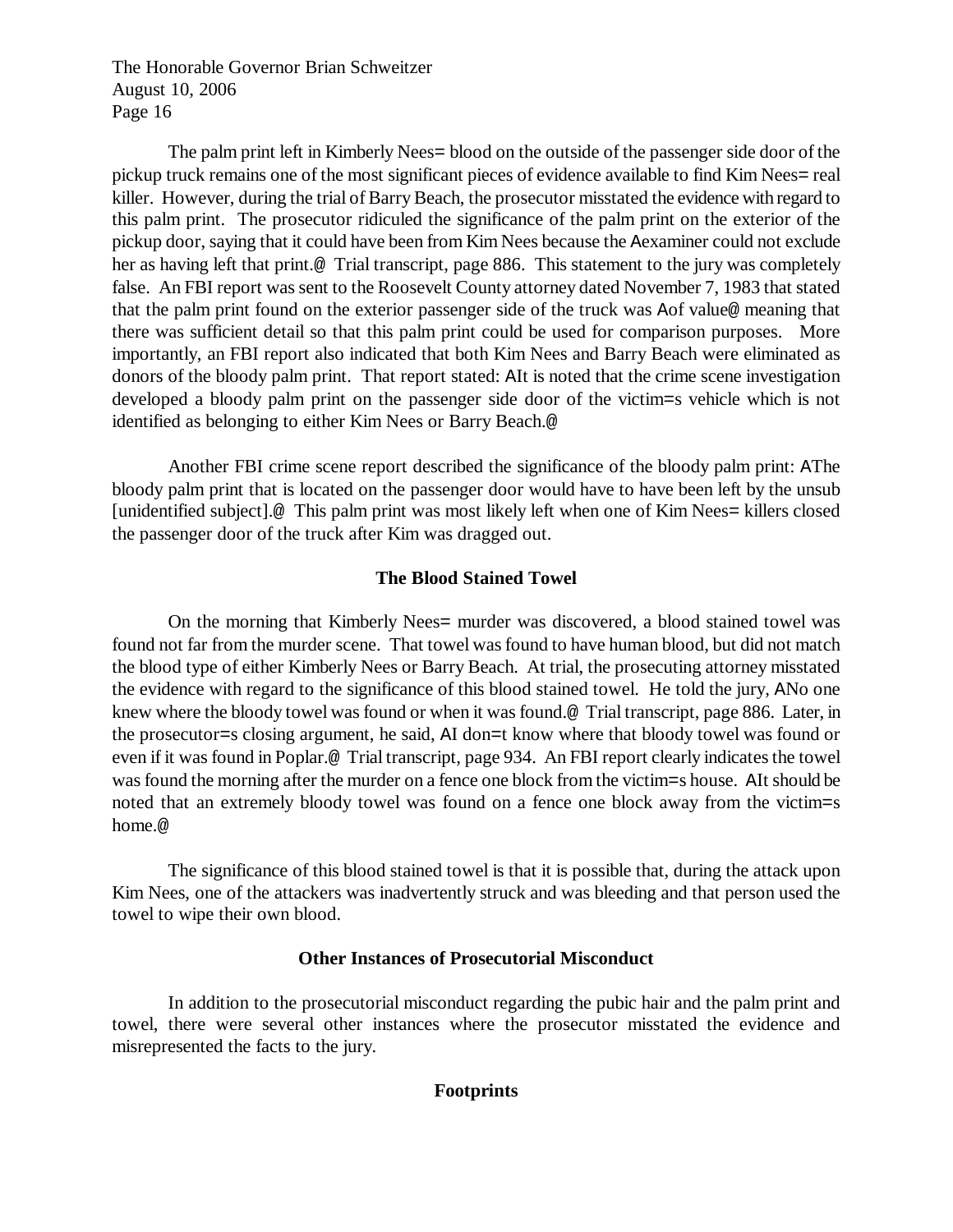The palm print left in Kimberly Nees= blood on the outside of the passenger side door of the pickup truck remains one of the most significant pieces of evidence available to find Kim Nees= real killer. However, during the trial of Barry Beach, the prosecutor misstated the evidence with regard to this palm print. The prosecutor ridiculed the significance of the palm print on the exterior of the pickup door, saying that it could have been from Kim Nees because the Aexaminer could not exclude her as having left that print.@ Trial transcript, page 886. This statement to the jury was completely false. An FBI report was sent to the Roosevelt County attorney dated November 7, 1983 that stated that the palm print found on the exterior passenger side of the truck was Aof value@ meaning that there was sufficient detail so that this palm print could be used for comparison purposes. More importantly, an FBI report also indicated that both Kim Nees and Barry Beach were eliminated as donors of the bloody palm print. That report stated: AIt is noted that the crime scene investigation developed a bloody palm print on the passenger side door of the victim=s vehicle which is not identified as belonging to either Kim Nees or Barry Beach.@

Another FBI crime scene report described the significance of the bloody palm print: AThe bloody palm print that is located on the passenger door would have to have been left by the unsub [unidentified subject].@ This palm print was most likely left when one of Kim Nees= killers closed the passenger door of the truck after Kim was dragged out.

## The Blood Stained Towel

On the morning that Kimberly Nees= murder was discovered, a blood stained towel was found not far from the murder scene. That towel was found to have human blood, but did not match the blood type of either Kimberly Nees or Barry Beach. At trial, the prosecuting attorney misstated the evidence with regard to the significance of this blood stained towel. He told the jury, ANo one knew where the bloody towel was found or when it was found.@ Trial transcript, page 886. Later, in the prosecutor=s closing argument, he said, AI don=t know where that bloody towel was found or even if it was found in Poplar.@ Trial transcript, page 934. An FBI report clearly indicates the towel was found the morning after the murder on a fence one block from the victim=s house. AIt should be noted that an extremely bloody towel was found on a fence one block away from the victim=s home.@

The significance of this blood stained towel is that it is possible that, during the attack upon Kim Nees, one of the attackers was inadvertently struck and was bleeding and that person used the towel to wipe their own blood.

## Other Instances of Prosecutorial Misconduct

In addition to the prosecutorial misconduct regarding the pubic hair and the palm print and towel, there were several other instances where the prosecutor misstated the evidence and misrepresented the facts to the jury.

### Footprints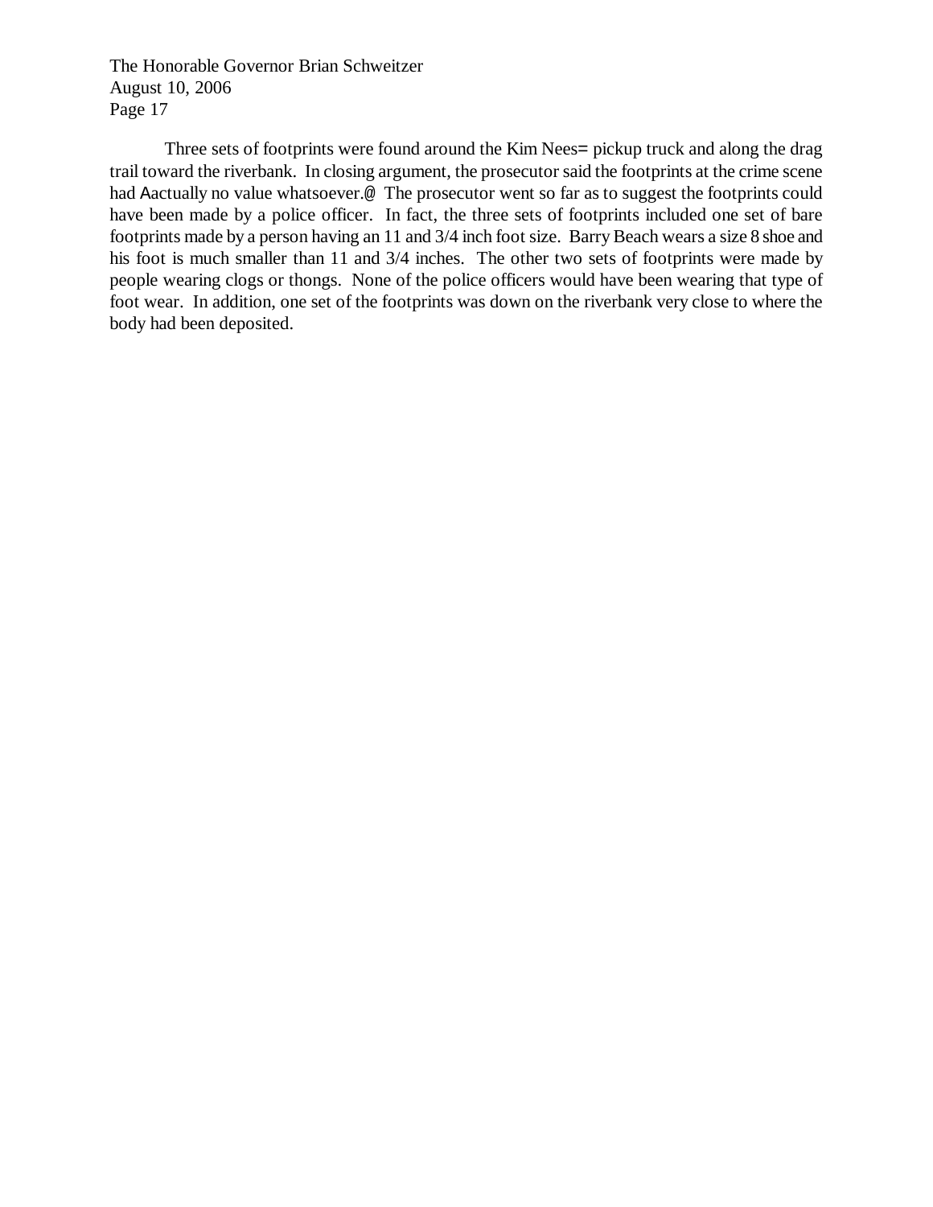Three sets of footprints were found around the Kim Nees= pickup truck and along the drag trail toward the riverbank. In closing argument, the prosecutor said the footprints at the crime scene had Aactually no value whatsoever.@ The prosecutor went so far as to suggest the footprints could have been made by a police officer. In fact, the three sets of footprints included one set of bare footprints made by a person having an 11 and 3/4 inch foot size. Barry Beach wears a size 8 shoe and his foot is much smaller than 11 and 3/4 inches. The other two sets of footprints were made by people wearing clogs or thongs. None of the police officers would have been wearing that type of foot wear. In addition, one set of the footprints was down on the riverbank very close to where the body had been deposited.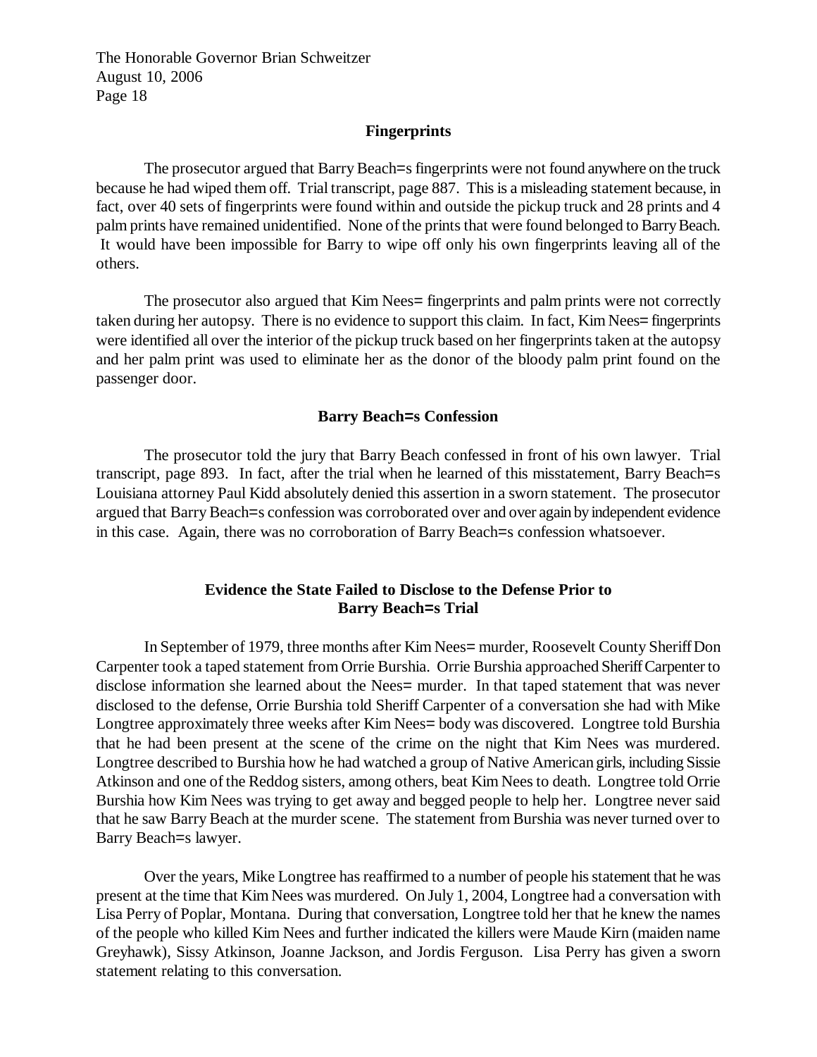### Fingerprints

The prosecutor argued that Barry Beach=s fingerprints were not found anywhere on the truck because he had wiped them off. Trial transcript, page 887. This is a misleading statement because, in fact, over 40 sets of fingerprints were found within and outside the pickup truck and 28 prints and 4 palm prints have remained unidentified. None of the prints that were found belonged to Barry Beach. It would have been impossible for Barry to wipe off only his own fingerprints leaving all of the others.

The prosecutor also argued that Kim Nees= fingerprints and palm prints were not correctly taken during her autopsy. There is no evidence to support this claim. In fact, Kim Nees= fingerprints were identified all over the interior of the pickup truck based on her fingerprints taken at the autopsy and her palm print was used to eliminate her as the donor of the bloody palm print found on the passenger door.

### Barry Beach=s Confession

The prosecutor told the jury that Barry Beach confessed in front of his own lawyer. Trial transcript, page 893. In fact, after the trial when he learned of this misstatement, Barry Beach=s Louisiana attorney Paul Kidd absolutely denied this assertion in a sworn statement. The prosecutor argued that Barry Beach=s confession was corroborated over and over again by independent evidence in this case. Again, there was no corroboration of Barry Beach=s confession whatsoever.

### Evidence the State Failed to Disclose to the Defense Prior to Barry Beach=s Trial

In September of 1979, three months after Kim Nees= murder, Roosevelt County Sheriff Don Carpenter took a taped statement from Orrie Burshia. Orrie Burshia approached Sheriff Carpenter to disclose information she learned about the Nees= murder. In that taped statement that was never disclosed to the defense, Orrie Burshia told Sheriff Carpenter of a conversation she had with Mike Longtree approximately three weeks after Kim Nees= body was discovered. Longtree told Burshia that he had been present at the scene of the crime on the night that Kim Nees was murdered. Longtree described to Burshia how he had watched a group of Native American girls, including Sissie Atkinson and one of the Reddog sisters, among others, beat Kim Nees to death. Longtree told Orrie Burshia how Kim Nees was trying to get away and begged people to help her. Longtree never said that he saw Barry Beach at the murder scene. The statement from Burshia was never turned over to Barry Beach=s lawyer.

Over the years, Mike Longtree has reaffirmed to a number of people his statement that he was present at the time that Kim Nees was murdered. On July 1, 2004, Longtree had a conversation with Lisa Perry of Poplar, Montana. During that conversation, Longtree told her that he knew the names of the people who killed Kim Nees and further indicated the killers were Maude Kirn (maiden name Greyhawk), Sissy Atkinson, Joanne Jackson, and Jordis Ferguson. Lisa Perry has given a sworn statement relating to this conversation.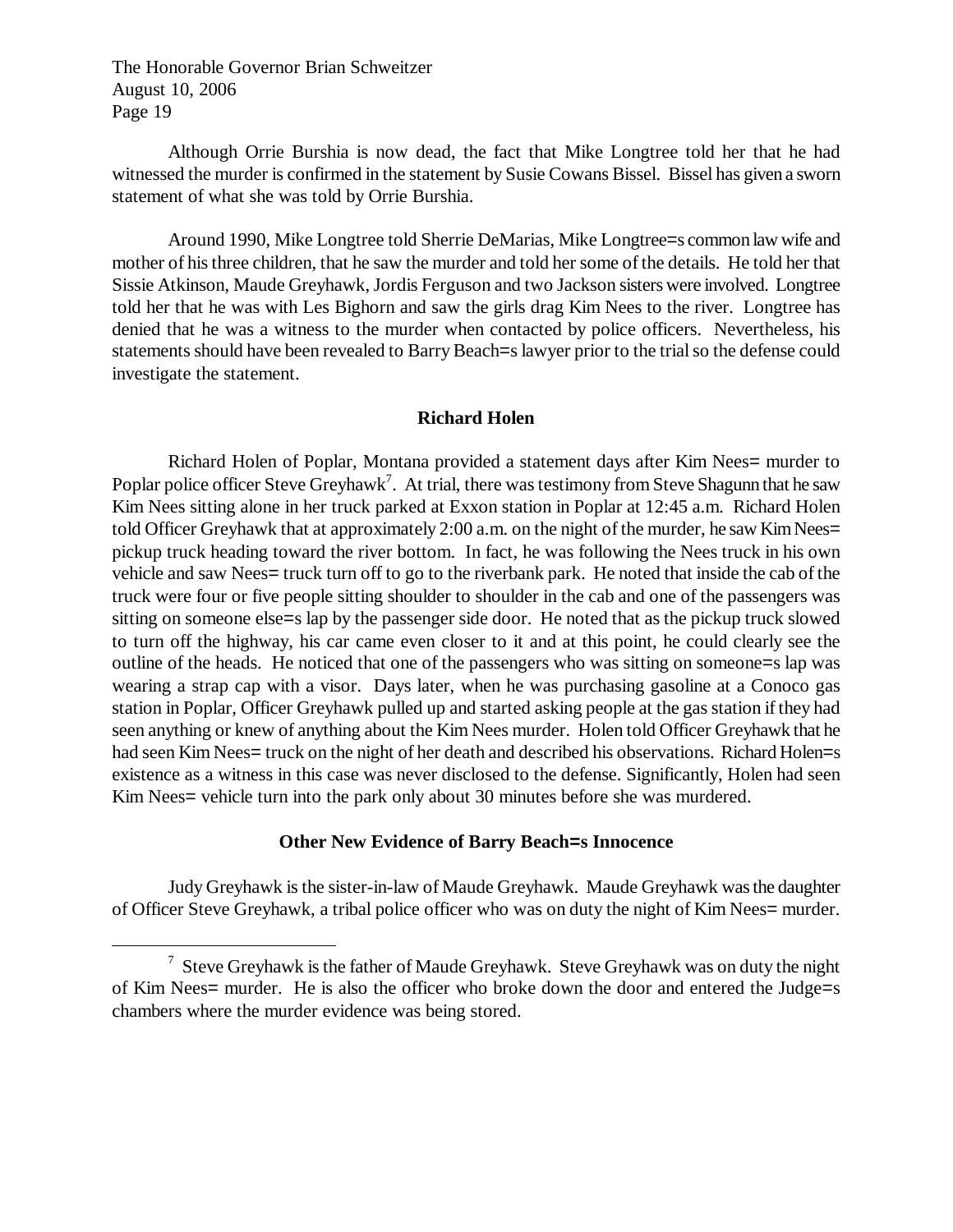Although Orrie Burshia is now dead, the fact that Mike Longtree told her that he had witnessed the murder is confirmed in the statement by Susie Cowans Bissel. Bissel has given a sworn statement of what she was told by Orrie Burshia.

Around 1990, Mike Longtree told Sherrie DeMarias, Mike Longtree=s common law wife and mother of his three children, that he saw the murder and told her some of the details. He told her that Sissie Atkinson, Maude Greyhawk, Jordis Ferguson and two Jackson sisters were involved. Longtree told her that he was with Les Bighorn and saw the girls drag Kim Nees to the river. Longtree has denied that he was a witness to the murder when contacted by police officers. Nevertheless, his statements should have been revealed to Barry Beach=s lawyer prior to the trial so the defense could investigate the statement.

### Richard Holen

Richard Holen of Poplar, Montana provided a statement days after Kim Nees= murder to Poplar police officer Steve Greyhawk[7]. At trial, there was testimony from Steve Shagunn that he saw Kim Nees sitting alone in her truck parked at Exxon station in Poplar at 12:45 a.m. Richard Holen told Officer Greyhawk that at approximately 2:00 a.m. on the night of the murder, he saw Kim Nees= pickup truck heading toward the river bottom. In fact, he was following the Nees truck in his own vehicle and saw Nees= truck turn off to go to the riverbank park. He noted that inside the cab of the truck were four or five people sitting shoulder to shoulder in the cab and one of the passengers was sitting on someone else=s lap by the passenger side door. He noted that as the pickup truck slowed to turn off the highway, his car came even closer to it and at this point, he could clearly see the outline of the heads. He noticed that one of the passengers who was sitting on someone=s lap was wearing a strap cap with a visor. Days later, when he was purchasing gasoline at a Conoco gas station in Poplar, Officer Greyhawk pulled up and started asking people at the gas station if they had seen anything or knew of anything about the Kim Nees murder. Holen told Officer Greyhawk that he had seen Kim Nees= truck on the night of her death and described his observations. Richard Holen=s existence as a witness in this case was never disclosed to the defense. Significantly, Holen had seen Kim Nees= vehicle turn into the park only about 30 minutes before she was murdered.

### Other New Evidence of Barry Beach=s Innocence

Judy Greyhawk is the sister-in-law of Maude Greyhawk. Maude Greyhawk was the daughter of Officer Steve Greyhawk, a tribal police officer who was on duty the night of Kim Nees= murder.

[7] Steve Greyhawk is the father of Maude Greyhawk. Steve Greyhawk was on duty the night of Kim Nees= murder. He is also the officer who broke down the door and entered the Judge=s chambers where the murder evidence was being stored.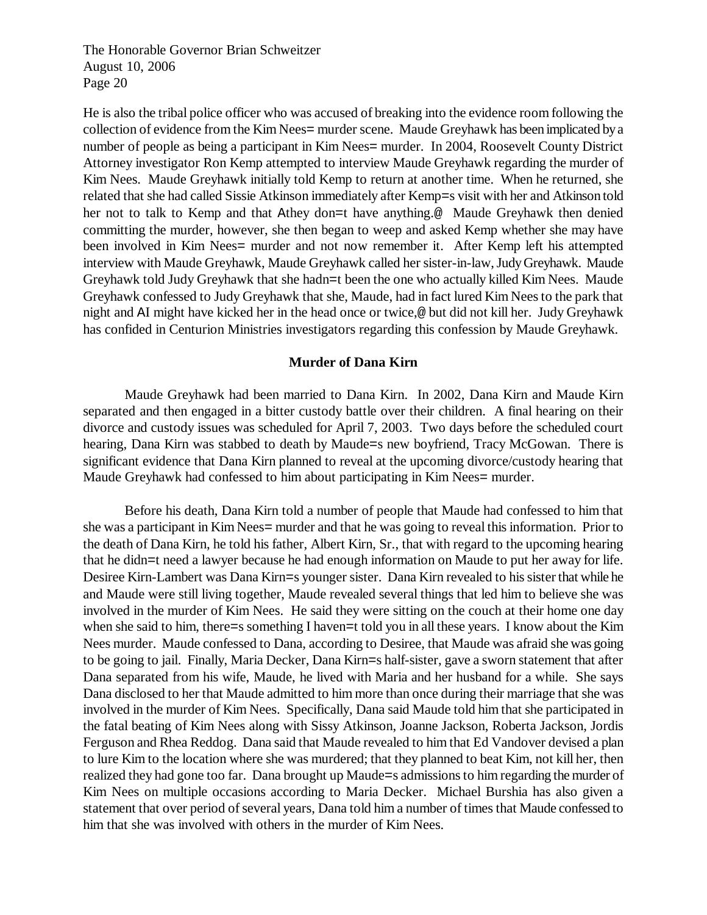He is also the tribal police officer who was accused of breaking into the evidence room following the collection of evidence from the Kim Nees= murder scene. Maude Greyhawk has been implicated by a number of people as being a participant in Kim Nees= murder. In 2004, Roosevelt County District Attorney investigator Ron Kemp attempted to interview Maude Greyhawk regarding the murder of Kim Nees. Maude Greyhawk initially told Kemp to return at another time. When he returned, she related that she had called Sissie Atkinson immediately after Kemp=s visit with her and Atkinson told her not to talk to Kemp and that Athey don=t have anything.@ Maude Greyhawk then denied committing the murder, however, she then began to weep and asked Kemp whether she may have been involved in Kim Nees= murder and not now remember it. After Kemp left his attempted interview with Maude Greyhawk, Maude Greyhawk called her sister-in-law, Judy Greyhawk. Maude Greyhawk told Judy Greyhawk that she hadn=t been the one who actually killed Kim Nees. Maude Greyhawk confessed to Judy Greyhawk that she, Maude, had in fact lured Kim Nees to the park that night and AI might have kicked her in the head once or twice,@ but did not kill her. Judy Greyhawk has confided in Centurion Ministries investigators regarding this confession by Maude Greyhawk.

**Murder of Dana Kirn**

Maude Greyhawk had been married to Dana Kirn. In 2002, Dana Kirn and Maude Kirn separated and then engaged in a bitter custody battle over their children. A final hearing on their divorce and custody issues was scheduled for April 7, 2003. Two days before the scheduled court hearing, Dana Kirn was stabbed to death by Maude=s new boyfriend, Tracy McGowan. There is significant evidence that Dana Kirn planned to reveal at the upcoming divorce/custody hearing that Maude Greyhawk had confessed to him about participating in Kim Nees= murder.

Before his death, Dana Kirn told a number of people that Maude had confessed to him that she was a participant in Kim Nees= murder and that he was going to reveal this information. Prior to the death of Dana Kirn, he told his father, Albert Kirn, Sr., that with regard to the upcoming hearing that he didn=t need a lawyer because he had enough information on Maude to put her away for life. Desiree Kirn-Lambert was Dana Kirn=s younger sister. Dana Kirn revealed to his sister that while he and Maude were still living together, Maude revealed several things that led him to believe she was involved in the murder of Kim Nees. He said they were sitting on the couch at their home one day when she said to him, there=s something I haven=t told you in all these years. I know about the Kim Nees murder. Maude confessed to Dana, according to Desiree, that Maude was afraid she was going to be going to jail. Finally, Maria Decker, Dana Kirn=s half-sister, gave a sworn statement that after Dana separated from his wife, Maude, he lived with Maria and her husband for a while. She says Dana disclosed to her that Maude admitted to him more than once during their marriage that she was involved in the murder of Kim Nees. Specifically, Dana said Maude told him that she participated in the fatal beating of Kim Nees along with Sissy Atkinson, Joanne Jackson, Roberta Jackson, Jordis Ferguson and Rhea Reddog. Dana said that Maude revealed to him that Ed Vandover devised a plan to lure Kim to the location where she was murdered; that they planned to beat Kim, not kill her, then realized they had gone too far. Dana brought up Maude=s admissions to him regarding the murder of Kim Nees on multiple occasions according to Maria Decker. Michael Burshia has also given a statement that over period of several years, Dana told him a number of times that Maude confessed to him that she was involved with others in the murder of Kim Nees.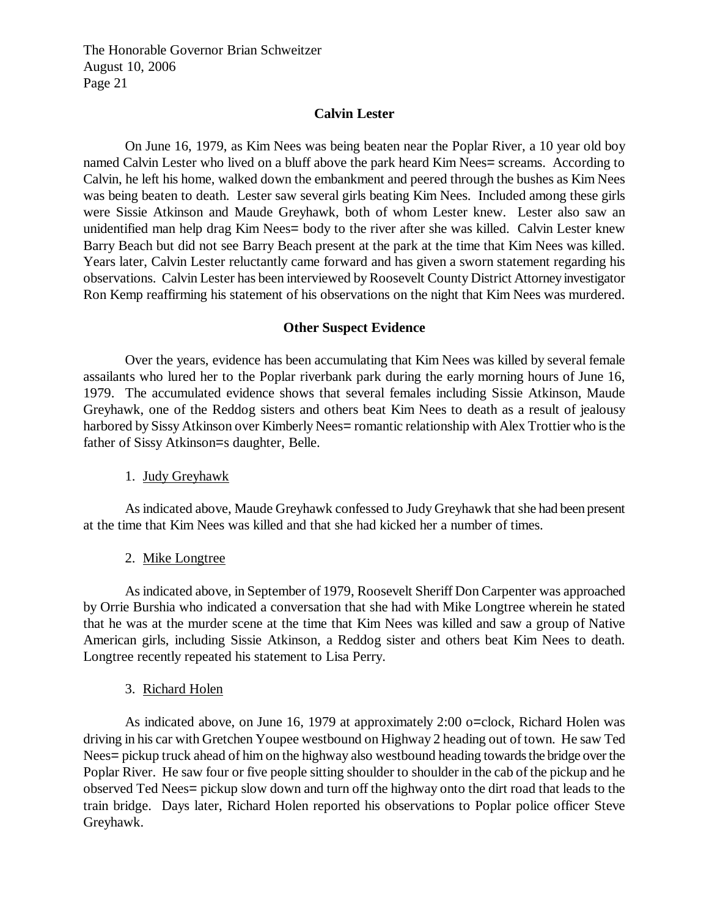**Calvin Lester**

On June 16, 1979, as Kim Nees was being beaten near the Poplar River, a 10 year old boy named Calvin Lester who lived on a bluff above the park heard Kim Nees= screams. According to Calvin, he left his home, walked down the embankment and peered through the bushes as Kim Nees was being beaten to death. Lester saw several girls beating Kim Nees. Included among these girls were Sissie Atkinson and Maude Greyhawk, both of whom Lester knew. Lester also saw an unidentified man help drag Kim Nees= body to the river after she was killed. Calvin Lester knew Barry Beach but did not see Barry Beach present at the park at the time that Kim Nees was killed. Years later, Calvin Lester reluctantly came forward and has given a sworn statement regarding his observations. Calvin Lester has been interviewed by Roosevelt County District Attorney investigator Ron Kemp reaffirming his statement of his observations on the night that Kim Nees was murdered.

**Other Suspect Evidence**

Over the years, evidence has been accumulating that Kim Nees was killed by several female assailants who lured her to the Poplar riverbank park during the early morning hours of June 16, 1979. The accumulated evidence shows that several females including Sissie Atkinson, Maude Greyhawk, one of the Reddog sisters and others beat Kim Nees to death as a result of jealousy harbored by Sissy Atkinson over Kimberly Nees= romantic relationship with Alex Trottier who is the father of Sissy Atkinson=s daughter, Belle.

1. Judy Greyhawk

As indicated above, Maude Greyhawk confessed to Judy Greyhawk that she had been present at the time that Kim Nees was killed and that she had kicked her a number of times.

2. Mike Longtree

As indicated above, in September of 1979, Roosevelt Sheriff Don Carpenter was approached by Orrie Burshia who indicated a conversation that she had with Mike Longtree wherein he stated that he was at the murder scene at the time that Kim Nees was killed and saw a group of Native American girls, including Sissie Atkinson, a Reddog sister and others beat Kim Nees to death. Longtree recently repeated his statement to Lisa Perry.

3. Richard Holen

As indicated above, on June 16, 1979 at approximately 2:00 o=clock, Richard Holen was driving in his car with Gretchen Youpee westbound on Highway 2 heading out of town. He saw Ted Nees= pickup truck ahead of him on the highway also westbound heading towards the bridge over the Poplar River. He saw four or five people sitting shoulder to shoulder in the cab of the pickup and he observed Ted Nees= pickup slow down and turn off the highway onto the dirt road that leads to the train bridge. Days later, Richard Holen reported his observations to Poplar police officer Steve Greyhawk.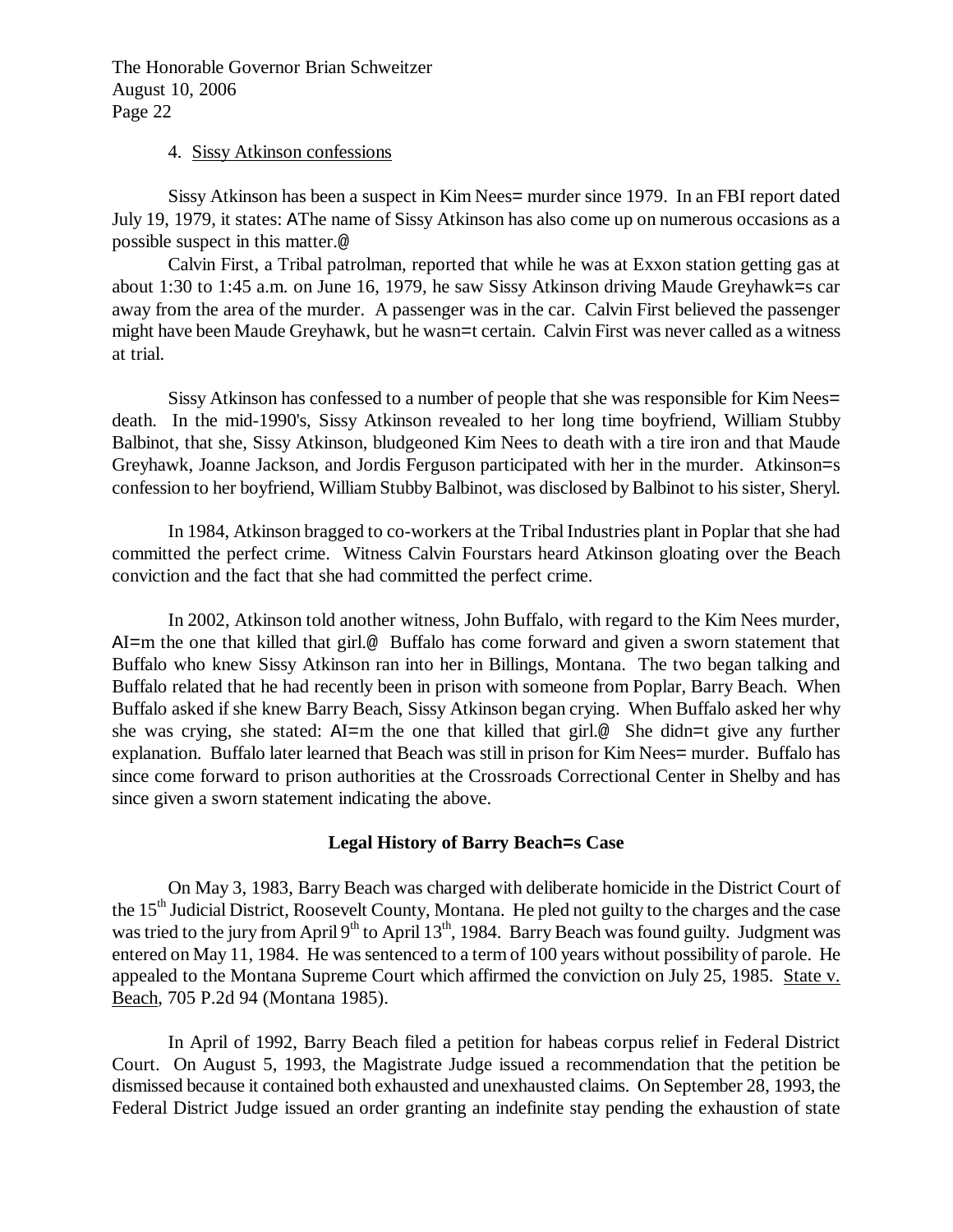4. Sissy Atkinson confessions

Sissy Atkinson has been a suspect in Kim Nees= murder since 1979. In an FBI report dated July 19, 1979, it states: AThe name of Sissy Atkinson has also come up on numerous occasions as a possible suspect in this matter.@

Calvin First, a Tribal patrolman, reported that while he was at Exxon station getting gas at about 1:30 to 1:45 a.m. on June 16, 1979, he saw Sissy Atkinson driving Maude Greyhawk=s car away from the area of the murder. A passenger was in the car. Calvin First believed the passenger might have been Maude Greyhawk, but he wasn=t certain. Calvin First was never called as a witness at trial.

Sissy Atkinson has confessed to a number of people that she was responsible for Kim Nees= death. In the mid-1990's, Sissy Atkinson revealed to her long time boyfriend, William Stubby Balbinot, that she, Sissy Atkinson, bludgeoned Kim Nees to death with a tire iron and that Maude Greyhawk, Joanne Jackson, and Jordis Ferguson participated with her in the murder. Atkinson=s confession to her boyfriend, William Stubby Balbinot, was disclosed by Balbinot to his sister, Sheryl.

In 1984, Atkinson bragged to co-workers at the Tribal Industries plant in Poplar that she had committed the perfect crime. Witness Calvin Fourstars heard Atkinson gloating over the Beach conviction and the fact that she had committed the perfect crime.

In 2002, Atkinson told another witness, John Buffalo, with regard to the Kim Nees murder, AI=m the one that killed that girl.@ Buffalo has come forward and given a sworn statement that Buffalo who knew Sissy Atkinson ran into her in Billings, Montana. The two began talking and Buffalo related that he had recently been in prison with someone from Poplar, Barry Beach. When Buffalo asked if she knew Barry Beach, Sissy Atkinson began crying. When Buffalo asked her why she was crying, she stated: AI=m the one that killed that girl.@ She didn=t give any further explanation. Buffalo later learned that Beach was still in prison for Kim Nees= murder. Buffalo has since come forward to prison authorities at the Crossroads Correctional Center in Shelby and has since given a sworn statement indicating the above.

## Legal History of Barry Beach=s Case

On May 3, 1983, Barry Beach was charged with deliberate homicide in the District Court of the 15th Judicial District, Roosevelt County, Montana. He pled not guilty to the charges and the case was tried to the jury from April 9th to April 13th, 1984. Barry Beach was found guilty. Judgment was entered on May 11, 1984. He was sentenced to a term of 100 years without possibility of parole. He appealed to the Montana Supreme Court which affirmed the conviction on July 25, 1985. State v. Beach, 705 P.2d 94 (Montana 1985).

In April of 1992, Barry Beach filed a petition for habeas corpus relief in Federal District Court. On August 5, 1993, the Magistrate Judge issued a recommendation that the petition be dismissed because it contained both exhausted and unexhausted claims. On September 28, 1993, the Federal District Judge issued an order granting an indefinite stay pending the exhaustion of state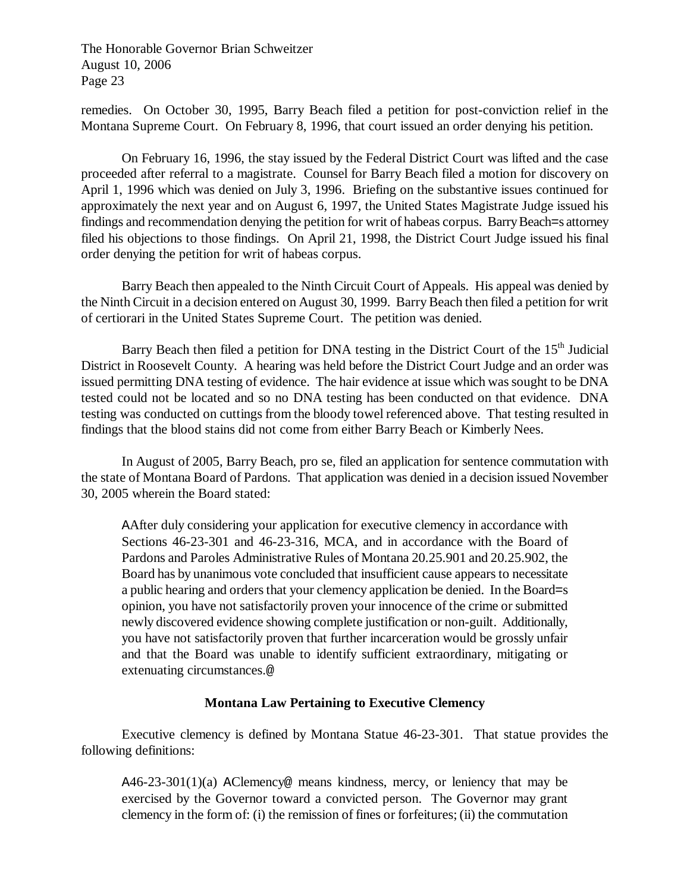remedies. On October 30, 1995, Barry Beach filed a petition for post-conviction relief in the Montana Supreme Court. On February 8, 1996, that court issued an order denying his petition.

On February 16, 1996, the stay issued by the Federal District Court was lifted and the case proceeded after referral to a magistrate. Counsel for Barry Beach filed a motion for discovery on April 1, 1996 which was denied on July 3, 1996. Briefing on the substantive issues continued for approximately the next year and on August 6, 1997, the United States Magistrate Judge issued his findings and recommendation denying the petition for writ of habeas corpus. Barry Beach=s attorney filed his objections to those findings. On April 21, 1998, the District Court Judge issued his final order denying the petition for writ of habeas corpus.

Barry Beach then appealed to the Ninth Circuit Court of Appeals. His appeal was denied by the Ninth Circuit in a decision entered on August 30, 1999. Barry Beach then filed a petition for writ of certiorari in the United States Supreme Court. The petition was denied.

Barry Beach then filed a petition for DNA testing in the District Court of the 15th Judicial District in Roosevelt County. A hearing was held before the District Court Judge and an order was issued permitting DNA testing of evidence. The hair evidence at issue which was sought to be DNA tested could not be located and so no DNA testing has been conducted on that evidence. DNA testing was conducted on cuttings from the bloody towel referenced above. That testing resulted in findings that the blood stains did not come from either Barry Beach or Kimberly Nees.

In August of 2005, Barry Beach, pro se, filed an application for sentence commutation with the state of Montana Board of Pardons. That application was denied in a decision issued November 30, 2005 wherein the Board stated:

> AAfter duly considering your application for executive clemency in accordance with Sections 46-23-301 and 46-23-316, MCA, and in accordance with the Board of Pardons and Paroles Administrative Rules of Montana 20.25.901 and 20.25.902, the Board has by unanimous vote concluded that insufficient cause appears to necessitate a public hearing and orders that your clemency application be denied. In the Board=s opinion, you have not satisfactorily proven your innocence of the crime or submitted newly discovered evidence showing complete justification or non-guilt. Additionally, you have not satisfactorily proven that further incarceration would be grossly unfair and that the Board was unable to identify sufficient extraordinary, mitigating or extenuating circumstances.@

**Montana Law Pertaining to Executive Clemency**

Executive clemency is defined by Montana Statue 46-23-301. That statue provides the following definitions:

> A46-23-301(1)(a) AClemency@ means kindness, mercy, or leniency that may be exercised by the Governor toward a convicted person. The Governor may grant clemency in the form of: (i) the remission of fines or forfeitures; (ii) the commutation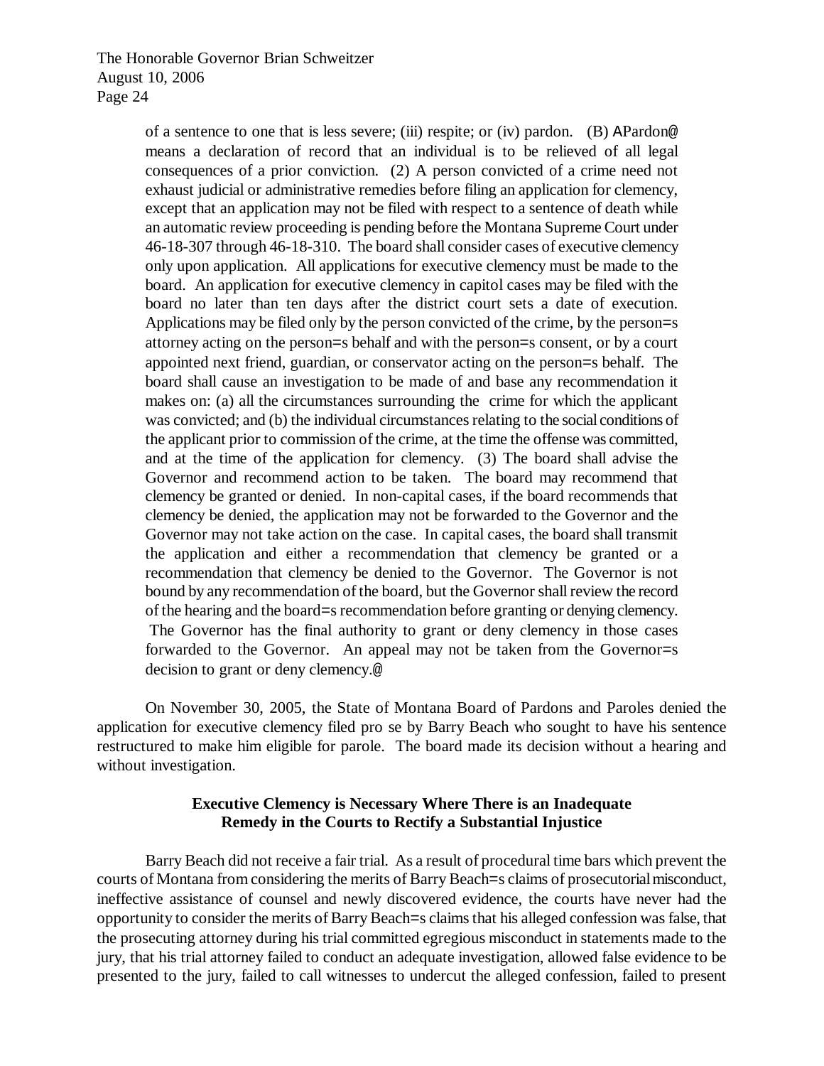of a sentence to one that is less severe; (iii) respite; or (iv) pardon. (B) APardon@ means a declaration of record that an individual is to be relieved of all legal consequences of a prior conviction. (2) A person convicted of a crime need not exhaust judicial or administrative remedies before filing an application for clemency, except that an application may not be filed with respect to a sentence of death while an automatic review proceeding is pending before the Montana Supreme Court under 46-18-307 through 46-18-310. The board shall consider cases of executive clemency only upon application. All applications for executive clemency must be made to the board. An application for executive clemency in capitol cases may be filed with the board no later than ten days after the district court sets a date of execution. Applications may be filed only by the person convicted of the crime, by the person=s attorney acting on the person=s behalf and with the person=s consent, or by a court appointed next friend, guardian, or conservator acting on the person=s behalf. The board shall cause an investigation to be made of and base any recommendation it makes on: (a) all the circumstances surrounding the crime for which the applicant was convicted; and (b) the individual circumstances relating to the social conditions of the applicant prior to commission of the crime, at the time the offense was committed, and at the time of the application for clemency. (3) The board shall advise the Governor and recommend action to be taken. The board may recommend that clemency be granted or denied. In non-capital cases, if the board recommends that clemency be denied, the application may not be forwarded to the Governor and the Governor may not take action on the case. In capital cases, the board shall transmit the application and either a recommendation that clemency be granted or a recommendation that clemency be denied to the Governor. The Governor is not bound by any recommendation of the board, but the Governor shall review the record of the hearing and the board=s recommendation before granting or denying clemency. The Governor has the final authority to grant or deny clemency in those cases forwarded to the Governor. An appeal may not be taken from the Governor=s decision to grant or deny clemency.@

On November 30, 2005, the State of Montana Board of Pardons and Paroles denied the application for executive clemency filed pro se by Barry Beach who sought to have his sentence restructured to make him eligible for parole. The board made its decision without a hearing and without investigation.

**Executive Clemency is Necessary Where There is an Inadequate Remedy in the Courts to Rectify a Substantial Injustice**

Barry Beach did not receive a fair trial. As a result of procedural time bars which prevent the courts of Montana from considering the merits of Barry Beach=s claims of prosecutorial misconduct, ineffective assistance of counsel and newly discovered evidence, the courts have never had the opportunity to consider the merits of Barry Beach=s claims that his alleged confession was false, that the prosecuting attorney during his trial committed egregious misconduct in statements made to the jury, that his trial attorney failed to conduct an adequate investigation, allowed false evidence to be presented to the jury, failed to call witnesses to undercut the alleged confession, failed to present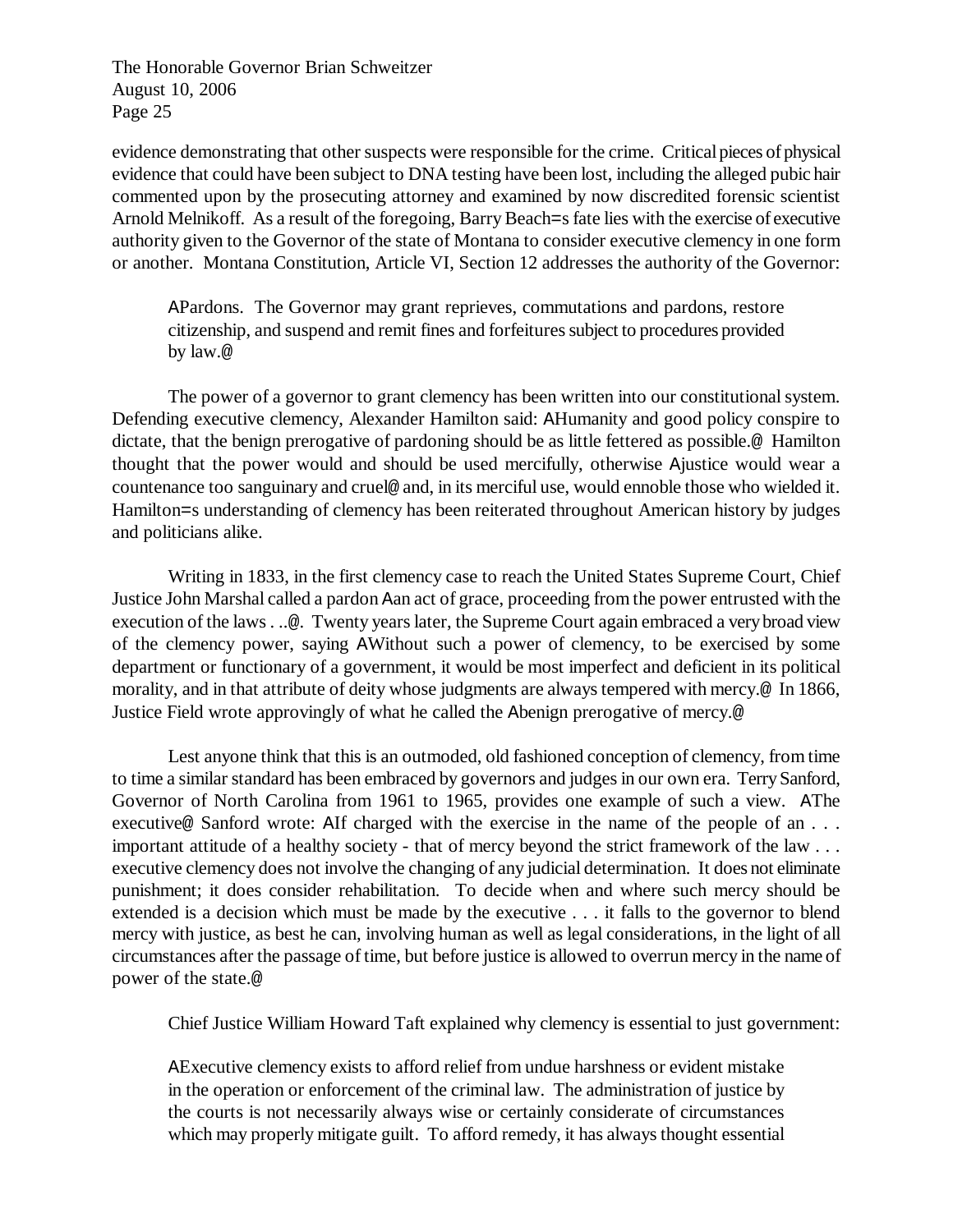evidence demonstrating that other suspects were responsible for the crime. Critical pieces of physical evidence that could have been subject to DNA testing have been lost, including the alleged pubic hair commented upon by the prosecuting attorney and examined by now discredited forensic scientist Arnold Melnikoff. As a result of the foregoing, Barry Beach=s fate lies with the exercise of executive authority given to the Governor of the state of Montana to consider executive clemency in one form or another. Montana Constitution, Article VI, Section 12 addresses the authority of the Governor:

> APardons. The Governor may grant reprieves, commutations and pardons, restore citizenship, and suspend and remit fines and forfeitures subject to procedures provided by law.@

The power of a governor to grant clemency has been written into our constitutional system. Defending executive clemency, Alexander Hamilton said: AHumanity and good policy conspire to dictate, that the benign prerogative of pardoning should be as little fettered as possible.@ Hamilton thought that the power would and should be used mercifully, otherwise Ajustice would wear a countenance too sanguinary and cruel@ and, in its merciful use, would ennoble those who wielded it. Hamilton=s understanding of clemency has been reiterated throughout American history by judges and politicians alike.

Writing in 1833, in the first clemency case to reach the United States Supreme Court, Chief Justice John Marshal called a pardon Aan act of grace, proceeding from the power entrusted with the execution of the laws . ..@. Twenty years later, the Supreme Court again embraced a very broad view of the clemency power, saying AWithout such a power of clemency, to be exercised by some department or functionary of a government, it would be most imperfect and deficient in its political morality, and in that attribute of deity whose judgments are always tempered with mercy.@ In 1866, Justice Field wrote approvingly of what he called the Abenign prerogative of mercy.@

Lest anyone think that this is an outmoded, old fashioned conception of clemency, from time to time a similar standard has been embraced by governors and judges in our own era. Terry Sanford, Governor of North Carolina from 1961 to 1965, provides one example of such a view. AThe executive@ Sanford wrote: AIf charged with the exercise in the name of the people of an . . . important attitude of a healthy society - that of mercy beyond the strict framework of the law . . . executive clemency does not involve the changing of any judicial determination. It does not eliminate punishment; it does consider rehabilitation. To decide when and where such mercy should be extended is a decision which must be made by the executive . . . it falls to the governor to blend mercy with justice, as best he can, involving human as well as legal considerations, in the light of all circumstances after the passage of time, but before justice is allowed to overrun mercy in the name of power of the state.@

Chief Justice William Howard Taft explained why clemency is essential to just government:

> AExecutive clemency exists to afford relief from undue harshness or evident mistake in the operation or enforcement of the criminal law. The administration of justice by the courts is not necessarily always wise or certainly considerate of circumstances which may properly mitigate guilt. To afford remedy, it has always thought essential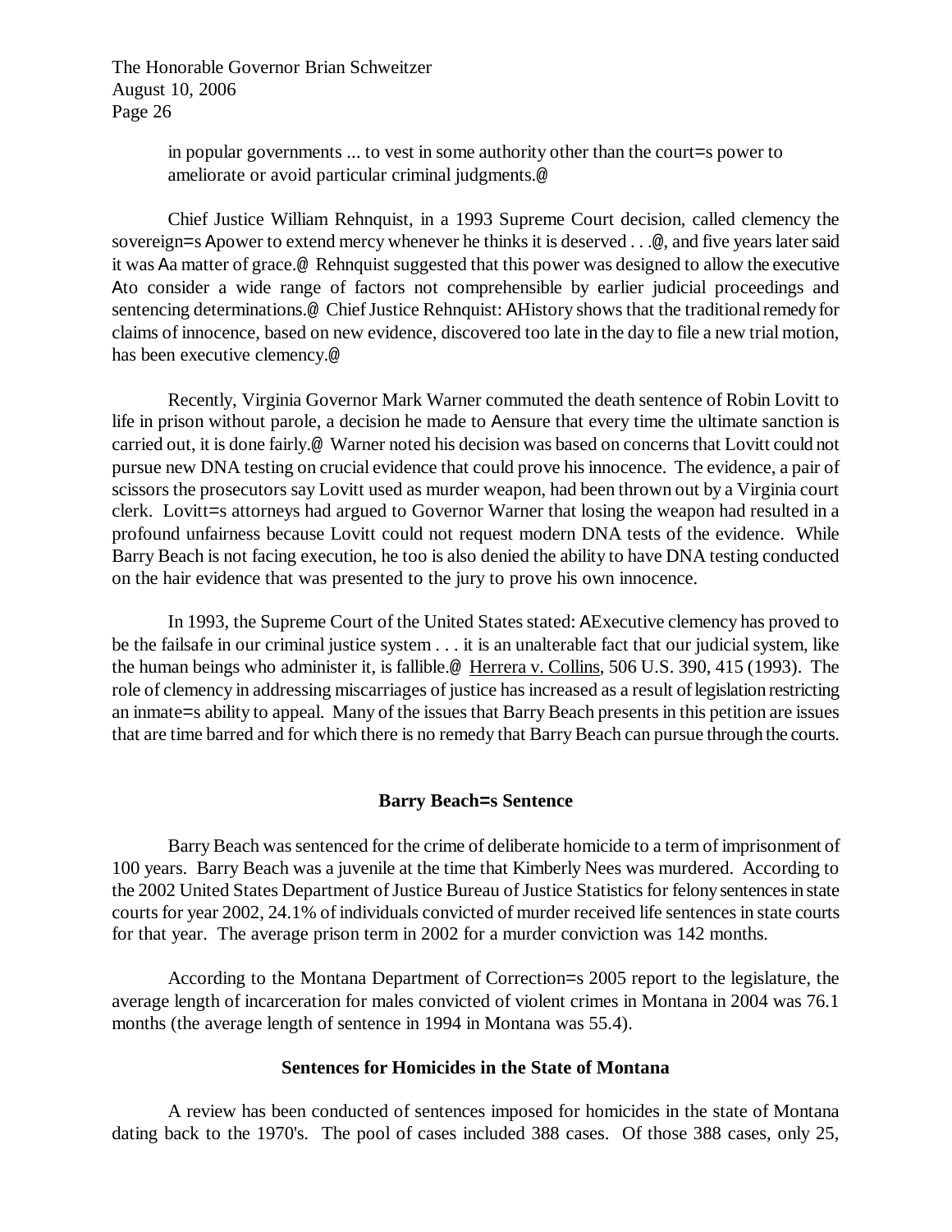in popular governments ... to vest in some authority other than the court=s power to ameliorate or avoid particular criminal judgments.@

Chief Justice William Rehnquist, in a 1993 Supreme Court decision, called clemency the sovereign=s Apower to extend mercy whenever he thinks it is deserved . . .@, and five years later said it was Aa matter of grace.@ Rehnquist suggested that this power was designed to allow the executive Ato consider a wide range of factors not comprehensible by earlier judicial proceedings and sentencing determinations.@ Chief Justice Rehnquist: AHistory shows that the traditional remedy for claims of innocence, based on new evidence, discovered too late in the day to file a new trial motion, has been executive clemency.@

Recently, Virginia Governor Mark Warner commuted the death sentence of Robin Lovitt to life in prison without parole, a decision he made to Aensure that every time the ultimate sanction is carried out, it is done fairly.@ Warner noted his decision was based on concerns that Lovitt could not pursue new DNA testing on crucial evidence that could prove his innocence. The evidence, a pair of scissors the prosecutors say Lovitt used as murder weapon, had been thrown out by a Virginia court clerk. Lovitt=s attorneys had argued to Governor Warner that losing the weapon had resulted in a profound unfairness because Lovitt could not request modern DNA tests of the evidence. While Barry Beach is not facing execution, he too is also denied the ability to have DNA testing conducted on the hair evidence that was presented to the jury to prove his own innocence.

In 1993, the Supreme Court of the United States stated: AExecutive clemency has proved to be the failsafe in our criminal justice system . . . it is an unalterable fact that our judicial system, like the human beings who administer it, is fallible.@ Herrera v. Collins, 506 U.S. 390, 415 (1993). The role of clemency in addressing miscarriages of justice has increased as a result of legislation restricting an inmate=s ability to appeal. Many of the issues that Barry Beach presents in this petition are issues that are time barred and for which there is no remedy that Barry Beach can pursue through the courts.

**Barry Beach=s Sentence**

Barry Beach was sentenced for the crime of deliberate homicide to a term of imprisonment of 100 years. Barry Beach was a juvenile at the time that Kimberly Nees was murdered. According to the 2002 United States Department of Justice Bureau of Justice Statistics for felony sentences in state courts for year 2002, 24.1% of individuals convicted of murder received life sentences in state courts for that year. The average prison term in 2002 for a murder conviction was 142 months.

According to the Montana Department of Correction=s 2005 report to the legislature, the average length of incarceration for males convicted of violent crimes in Montana in 2004 was 76.1 months (the average length of sentence in 1994 in Montana was 55.4).

**Sentences for Homicides in the State of Montana**

A review has been conducted of sentences imposed for homicides in the state of Montana dating back to the 1970's. The pool of cases included 388 cases. Of those 388 cases, only 25,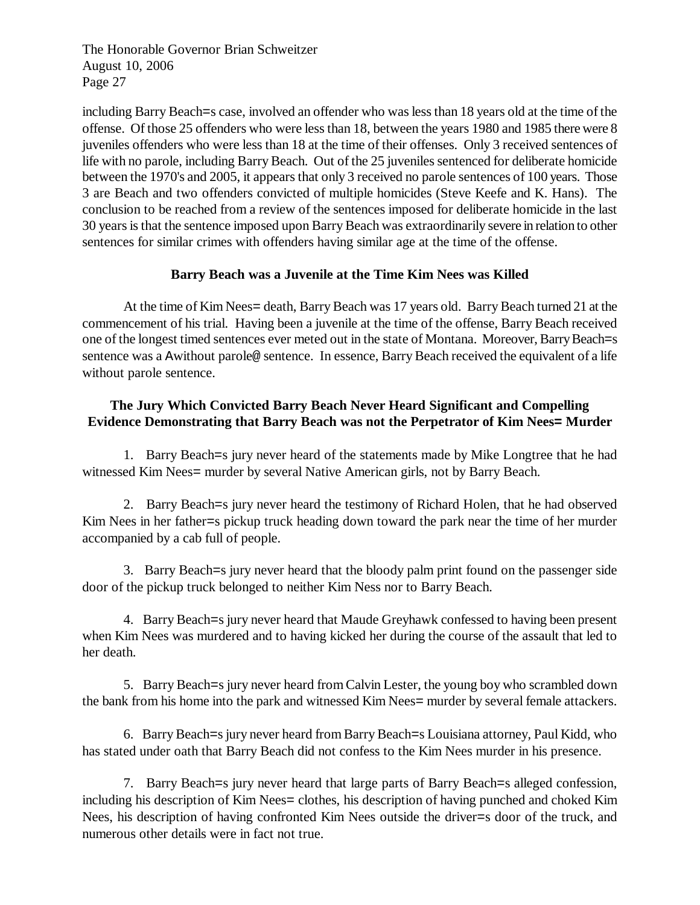including Barry Beach=s case, involved an offender who was less than 18 years old at the time of the offense. Of those 25 offenders who were less than 18, between the years 1980 and 1985 there were 8 juveniles offenders who were less than 18 at the time of their offenses. Only 3 received sentences of life with no parole, including Barry Beach. Out of the 25 juveniles sentenced for deliberate homicide between the 1970's and 2005, it appears that only 3 received no parole sentences of 100 years. Those 3 are Beach and two offenders convicted of multiple homicides (Steve Keefe and K. Hans). The conclusion to be reached from a review of the sentences imposed for deliberate homicide in the last 30 years is that the sentence imposed upon Barry Beach was extraordinarily severe in relation to other sentences for similar crimes with offenders having similar age at the time of the offense.

**Barry Beach was a Juvenile at the Time Kim Nees was Killed**

At the time of Kim Nees= death, Barry Beach was 17 years old. Barry Beach turned 21 at the commencement of his trial. Having been a juvenile at the time of the offense, Barry Beach received one of the longest timed sentences ever meted out in the state of Montana. Moreover, Barry Beach=s sentence was a Awithout parole@ sentence. In essence, Barry Beach received the equivalent of a life without parole sentence.

**The Jury Which Convicted Barry Beach Never Heard Significant and Compelling Evidence Demonstrating that Barry Beach was not the Perpetrator of Kim Nees= Murder**

1. Barry Beach=s jury never heard of the statements made by Mike Longtree that he had witnessed Kim Nees= murder by several Native American girls, not by Barry Beach.

2. Barry Beach=s jury never heard the testimony of Richard Holen, that he had observed Kim Nees in her father=s pickup truck heading down toward the park near the time of her murder accompanied by a cab full of people.

3. Barry Beach=s jury never heard that the bloody palm print found on the passenger side door of the pickup truck belonged to neither Kim Ness nor to Barry Beach.

4. Barry Beach=s jury never heard that Maude Greyhawk confessed to having been present when Kim Nees was murdered and to having kicked her during the course of the assault that led to her death.

5. Barry Beach=s jury never heard from Calvin Lester, the young boy who scrambled down the bank from his home into the park and witnessed Kim Nees= murder by several female attackers.

6. Barry Beach=s jury never heard from Barry Beach=s Louisiana attorney, Paul Kidd, who has stated under oath that Barry Beach did not confess to the Kim Nees murder in his presence.

7. Barry Beach=s jury never heard that large parts of Barry Beach=s alleged confession, including his description of Kim Nees= clothes, his description of having punched and choked Kim Nees, his description of having confronted Kim Nees outside the driver=s door of the truck, and numerous other details were in fact not true.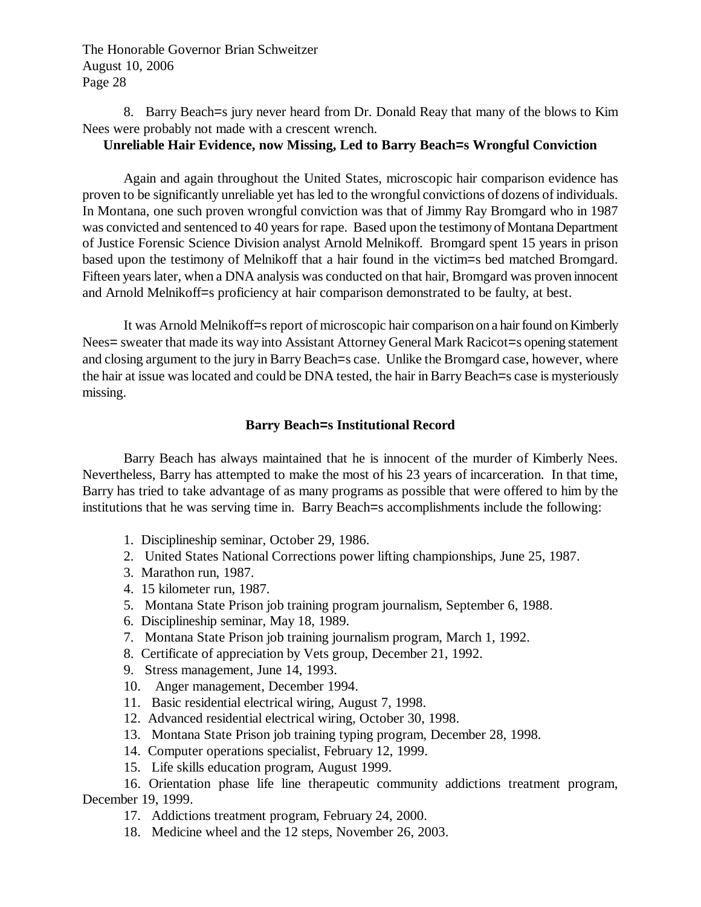8. Barry Beach=s jury never heard from Dr. Donald Reay that many of the blows to Kim Nees were probably not made with a crescent wrench.

**Unreliable Hair Evidence, now Missing, Led to Barry Beach=s Wrongful Conviction**

Again and again throughout the United States, microscopic hair comparison evidence has proven to be significantly unreliable yet has led to the wrongful convictions of dozens of individuals. In Montana, one such proven wrongful conviction was that of Jimmy Ray Bromgard who in 1987 was convicted and sentenced to 40 years for rape. Based upon the testimony of Montana Department of Justice Forensic Science Division analyst Arnold Melnikoff. Bromgard spent 15 years in prison based upon the testimony of Melnikoff that a hair found in the victim=s bed matched Bromgard. Fifteen years later, when a DNA analysis was conducted on that hair, Bromgard was proven innocent and Arnold Melnikoff=s proficiency at hair comparison demonstrated to be faulty, at best.

It was Arnold Melnikoff=s report of microscopic hair comparison on a hair found on Kimberly Nees= sweater that made its way into Assistant Attorney General Mark Racicot=s opening statement and closing argument to the jury in Barry Beach=s case. Unlike the Bromgard case, however, where the hair at issue was located and could be DNA tested, the hair in Barry Beach=s case is mysteriously missing.

**Barry Beach=s Institutional Record**

Barry Beach has always maintained that he is innocent of the murder of Kimberly Nees. Nevertheless, Barry has attempted to make the most of his 23 years of incarceration. In that time, Barry has tried to take advantage of as many programs as possible that were offered to him by the institutions that he was serving time in. Barry Beach=s accomplishments include the following:

1. Disciplineship seminar, October 29, 1986.
2. United States National Corrections power lifting championships, June 25, 1987.
3. Marathon run, 1987.
4. 15 kilometer run, 1987.
5. Montana State Prison job training program journalism, September 6, 1988.
6. Disciplineship seminar, May 18, 1989.
7. Montana State Prison job training journalism program, March 1, 1992.
8. Certificate of appreciation by Vets group, December 21, 1992.
9. Stress management, June 14, 1993.
10. Anger management, December 1994.
11. Basic residential electrical wiring, August 7, 1998.
12. Advanced residential electrical wiring, October 30, 1998.
13. Montana State Prison job training typing program, December 28, 1998.
14. Computer operations specialist, February 12, 1999.
15. Life skills education program, August 1999.
16. Orientation phase life line therapeutic community addictions treatment program, December 19, 1999.
17. Addictions treatment program, February 24, 2000.
18. Medicine wheel and the 12 steps, November 26, 2003.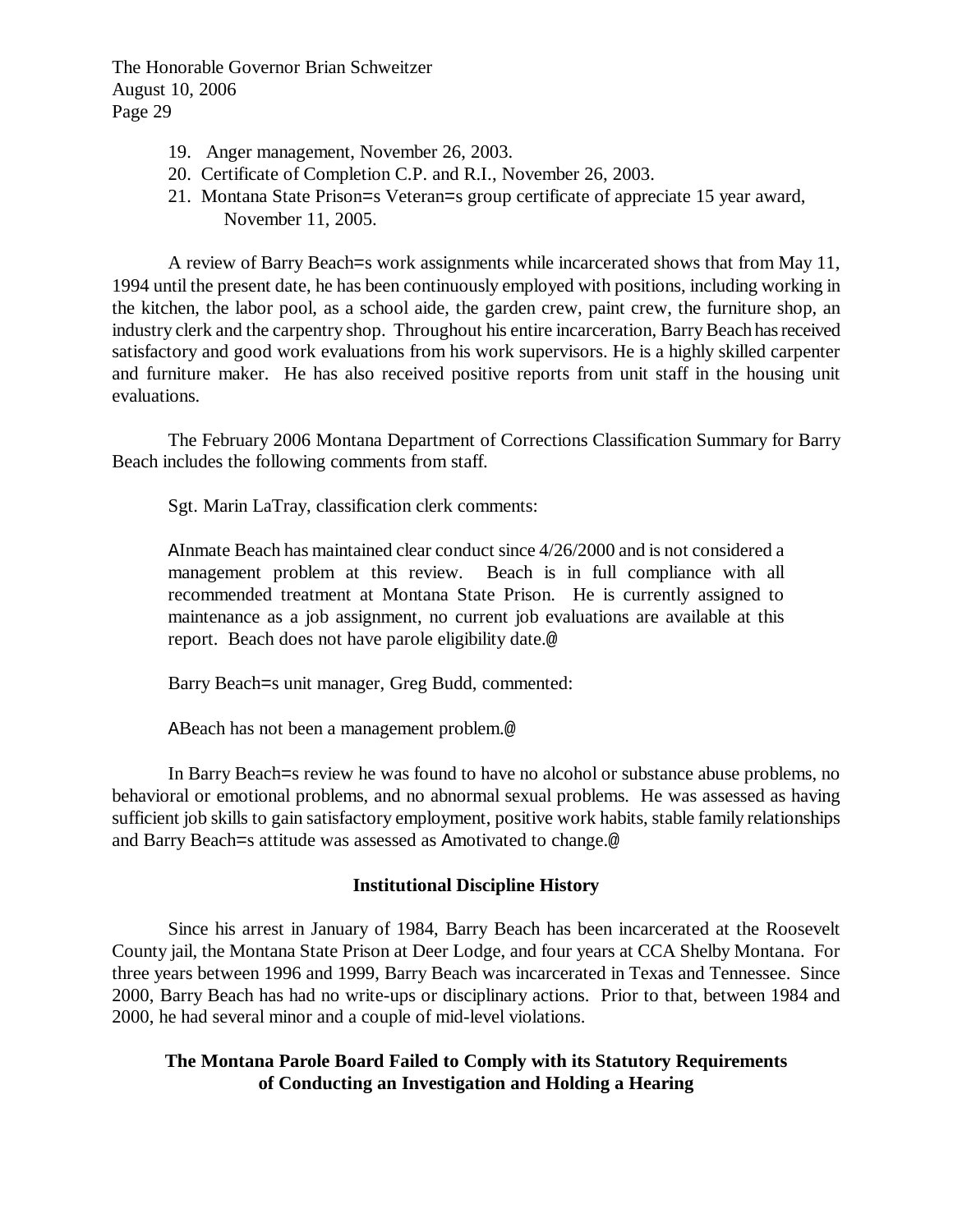19. Anger management, November 26, 2003.
20. Certificate of Completion C.P. and R.I., November 26, 2003.
21. Montana State Prison=s Veteran=s group certificate of appreciate 15 year award, November 11, 2005.

A review of Barry Beach=s work assignments while incarcerated shows that from May 11, 1994 until the present date, he has been continuously employed with positions, including working in the kitchen, the labor pool, as a school aide, the garden crew, paint crew, the furniture shop, an industry clerk and the carpentry shop. Throughout his entire incarceration, Barry Beach has received satisfactory and good work evaluations from his work supervisors. He is a highly skilled carpenter and furniture maker. He has also received positive reports from unit staff in the housing unit evaluations.

The February 2006 Montana Department of Corrections Classification Summary for Barry Beach includes the following comments from staff.

Sgt. Marin LaTray, classification clerk comments:

> AInmate Beach has maintained clear conduct since 4/26/2000 and is not considered a management problem at this review. Beach is in full compliance with all recommended treatment at Montana State Prison. He is currently assigned to maintenance as a job assignment, no current job evaluations are available at this report. Beach does not have parole eligibility date.@

Barry Beach=s unit manager, Greg Budd, commented:

> ABeach has not been a management problem.@

In Barry Beach=s review he was found to have no alcohol or substance abuse problems, no behavioral or emotional problems, and no abnormal sexual problems. He was assessed as having sufficient job skills to gain satisfactory employment, positive work habits, stable family relationships and Barry Beach=s attitude was assessed as Amotivated to change.@

## Institutional Discipline History

Since his arrest in January of 1984, Barry Beach has been incarcerated at the Roosevelt County jail, the Montana State Prison at Deer Lodge, and four years at CCA Shelby Montana. For three years between 1996 and 1999, Barry Beach was incarcerated in Texas and Tennessee. Since 2000, Barry Beach has had no write-ups or disciplinary actions. Prior to that, between 1984 and 2000, he had several minor and a couple of mid-level violations.

## The Montana Parole Board Failed to Comply with its Statutory Requirements of Conducting an Investigation and Holding a Hearing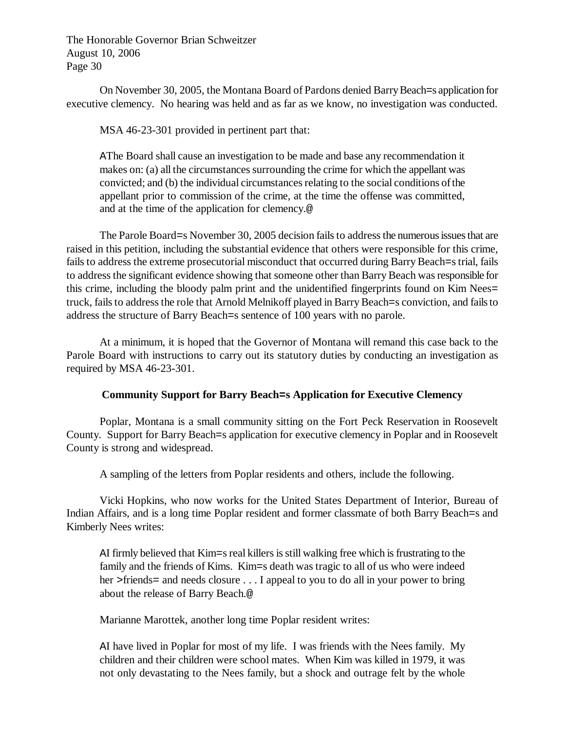On November 30, 2005, the Montana Board of Pardons denied Barry Beach=s application for executive clemency. No hearing was held and as far as we know, no investigation was conducted.

MSA 46-23-301 provided in pertinent part that:

> AThe Board shall cause an investigation to be made and base any recommendation it makes on: (a) all the circumstances surrounding the crime for which the appellant was convicted; and (b) the individual circumstances relating to the social conditions of the appellant prior to commission of the crime, at the time the offense was committed, and at the time of the application for clemency.@

The Parole Board=s November 30, 2005 decision fails to address the numerous issues that are raised in this petition, including the substantial evidence that others were responsible for this crime, fails to address the extreme prosecutorial misconduct that occurred during Barry Beach=s trial, fails to address the significant evidence showing that someone other than Barry Beach was responsible for this crime, including the bloody palm print and the unidentified fingerprints found on Kim Nees= truck, fails to address the role that Arnold Melnikoff played in Barry Beach=s conviction, and fails to address the structure of Barry Beach=s sentence of 100 years with no parole.

At a minimum, it is hoped that the Governor of Montana will remand this case back to the Parole Board with instructions to carry out its statutory duties by conducting an investigation as required by MSA 46-23-301.

**Community Support for Barry Beach=s Application for Executive Clemency**

Poplar, Montana is a small community sitting on the Fort Peck Reservation in Roosevelt County. Support for Barry Beach=s application for executive clemency in Poplar and in Roosevelt County is strong and widespread.

A sampling of the letters from Poplar residents and others, include the following.

Vicki Hopkins, who now works for the United States Department of Interior, Bureau of Indian Affairs, and is a long time Poplar resident and former classmate of both Barry Beach=s and Kimberly Nees writes:

> AI firmly believed that Kim=s real killers is still walking free which is frustrating to the family and the friends of Kims. Kim=s death was tragic to all of us who were indeed her >friends= and needs closure . . . I appeal to you to do all in your power to bring about the release of Barry Beach.@

Marianne Marottek, another long time Poplar resident writes:

> AI have lived in Poplar for most of my life. I was friends with the Nees family. My children and their children were school mates. When Kim was killed in 1979, it was not only devastating to the Nees family, but a shock and outrage felt by the whole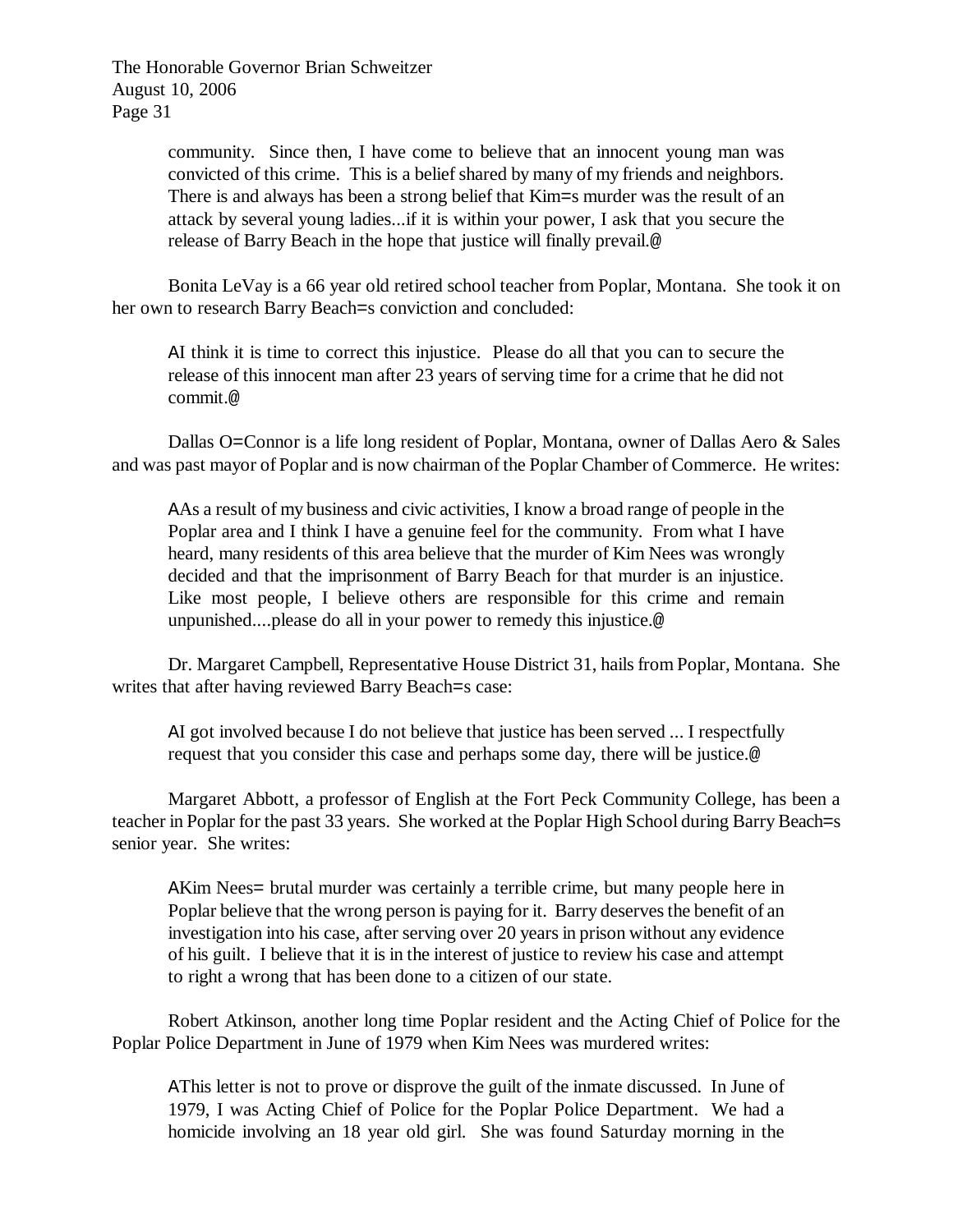community. Since then, I have come to believe that an innocent young man was convicted of this crime. This is a belief shared by many of my friends and neighbors. There is and always has been a strong belief that Kim=s murder was the result of an attack by several young ladies...if it is within your power, I ask that you secure the release of Barry Beach in the hope that justice will finally prevail.@

Bonita LeVay is a 66 year old retired school teacher from Poplar, Montana. She took it on her own to research Barry Beach=s conviction and concluded:

> AI think it is time to correct this injustice. Please do all that you can to secure the release of this innocent man after 23 years of serving time for a crime that he did not commit.@

Dallas O=Connor is a life long resident of Poplar, Montana, owner of Dallas Aero & Sales and was past mayor of Poplar and is now chairman of the Poplar Chamber of Commerce. He writes:

> AAs a result of my business and civic activities, I know a broad range of people in the Poplar area and I think I have a genuine feel for the community. From what I have heard, many residents of this area believe that the murder of Kim Nees was wrongly decided and that the imprisonment of Barry Beach for that murder is an injustice. Like most people, I believe others are responsible for this crime and remain unpunished....please do all in your power to remedy this injustice.@

Dr. Margaret Campbell, Representative House District 31, hails from Poplar, Montana. She writes that after having reviewed Barry Beach=s case:

> AI got involved because I do not believe that justice has been served ... I respectfully request that you consider this case and perhaps some day, there will be justice.@

Margaret Abbott, a professor of English at the Fort Peck Community College, has been a teacher in Poplar for the past 33 years. She worked at the Poplar High School during Barry Beach=s senior year. She writes:

> AKim Nees= brutal murder was certainly a terrible crime, but many people here in Poplar believe that the wrong person is paying for it. Barry deserves the benefit of an investigation into his case, after serving over 20 years in prison without any evidence of his guilt. I believe that it is in the interest of justice to review his case and attempt to right a wrong that has been done to a citizen of our state.

Robert Atkinson, another long time Poplar resident and the Acting Chief of Police for the Poplar Police Department in June of 1979 when Kim Nees was murdered writes:

> AThis letter is not to prove or disprove the guilt of the inmate discussed. In June of 1979, I was Acting Chief of Police for the Poplar Police Department. We had a homicide involving an 18 year old girl. She was found Saturday morning in the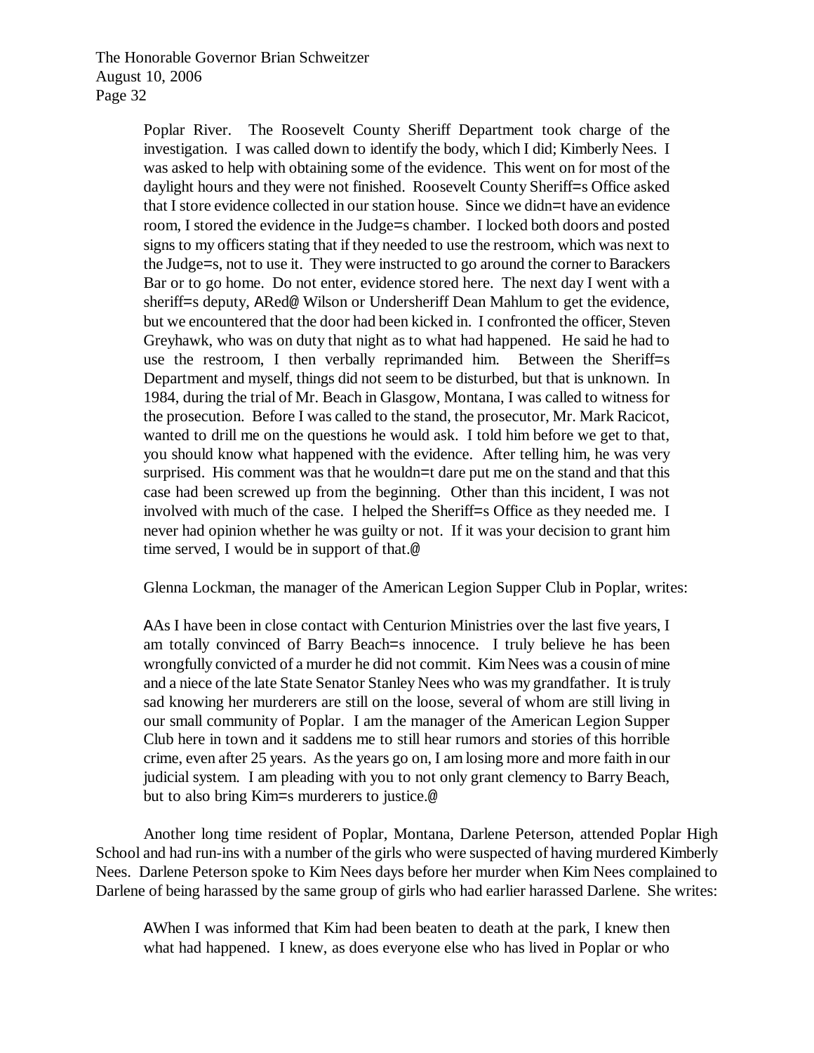Poplar River. The Roosevelt County Sheriff Department took charge of the investigation. I was called down to identify the body, which I did; Kimberly Nees. I was asked to help with obtaining some of the evidence. This went on for most of the daylight hours and they were not finished. Roosevelt County Sheriff=s Office asked that I store evidence collected in our station house. Since we didn=t have an evidence room, I stored the evidence in the Judge=s chamber. I locked both doors and posted signs to my officers stating that if they needed to use the restroom, which was next to the Judge=s, not to use it. They were instructed to go around the corner to Barackers Bar or to go home. Do not enter, evidence stored here. The next day I went with a sheriff=s deputy, ARed@ Wilson or Undersheriff Dean Mahlum to get the evidence, but we encountered that the door had been kicked in. I confronted the officer, Steven Greyhawk, who was on duty that night as to what had happened. He said he had to use the restroom, I then verbally reprimanded him. Between the Sheriff=s Department and myself, things did not seem to be disturbed, but that is unknown. In 1984, during the trial of Mr. Beach in Glasgow, Montana, I was called to witness for the prosecution. Before I was called to the stand, the prosecutor, Mr. Mark Racicot, wanted to drill me on the questions he would ask. I told him before we get to that, you should know what happened with the evidence. After telling him, he was very surprised. His comment was that he wouldn=t dare put me on the stand and that this case had been screwed up from the beginning. Other than this incident, I was not involved with much of the case. I helped the Sheriff=s Office as they needed me. I never had opinion whether he was guilty or not. If it was your decision to grant him time served, I would be in support of that.@

Glenna Lockman, the manager of the American Legion Supper Club in Poplar, writes:

AAs I have been in close contact with Centurion Ministries over the last five years, I am totally convinced of Barry Beach=s innocence. I truly believe he has been wrongfully convicted of a murder he did not commit. Kim Nees was a cousin of mine and a niece of the late State Senator Stanley Nees who was my grandfather. It is truly sad knowing her murderers are still on the loose, several of whom are still living in our small community of Poplar. I am the manager of the American Legion Supper Club here in town and it saddens me to still hear rumors and stories of this horrible crime, even after 25 years. As the years go on, I am losing more and more faith in our judicial system. I am pleading with you to not only grant clemency to Barry Beach, but to also bring Kim=s murderers to justice.@

Another long time resident of Poplar, Montana, Darlene Peterson, attended Poplar High School and had run-ins with a number of the girls who were suspected of having murdered Kimberly Nees. Darlene Peterson spoke to Kim Nees days before her murder when Kim Nees complained to Darlene of being harassed by the same group of girls who had earlier harassed Darlene. She writes:

AWhen I was informed that Kim had been beaten to death at the park, I knew then what had happened. I knew, as does everyone else who has lived in Poplar or who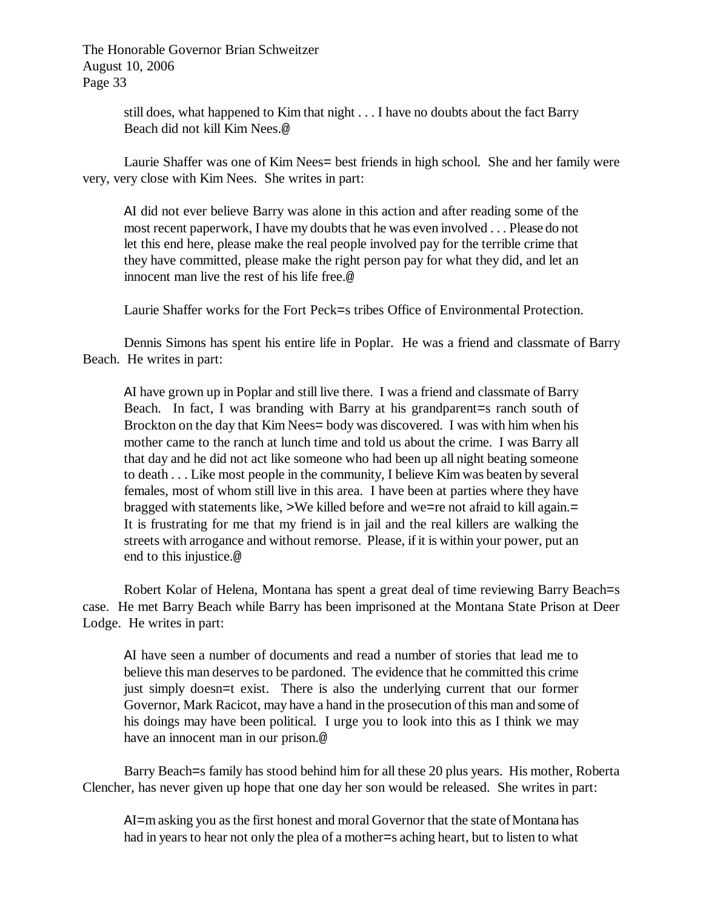still does, what happened to Kim that night . . . I have no doubts about the fact Barry Beach did not kill Kim Nees.@

Laurie Shaffer was one of Kim Nees= best friends in high school. She and her family were very, very close with Kim Nees. She writes in part:

> AI did not ever believe Barry was alone in this action and after reading some of the most recent paperwork, I have my doubts that he was even involved . . . Please do not let this end here, please make the real people involved pay for the terrible crime that they have committed, please make the right person pay for what they did, and let an innocent man live the rest of his life free.@

Laurie Shaffer works for the Fort Peck=s tribes Office of Environmental Protection.

Dennis Simons has spent his entire life in Poplar. He was a friend and classmate of Barry Beach. He writes in part:

> AI have grown up in Poplar and still live there. I was a friend and classmate of Barry Beach. In fact, I was branding with Barry at his grandparent=s ranch south of Brockton on the day that Kim Nees= body was discovered. I was with him when his mother came to the ranch at lunch time and told us about the crime. I was Barry all that day and he did not act like someone who had been up all night beating someone to death . . . Like most people in the community, I believe Kim was beaten by several females, most of whom still live in this area. I have been at parties where they have bragged with statements like, >We killed before and we=re not afraid to kill again.= It is frustrating for me that my friend is in jail and the real killers are walking the streets with arrogance and without remorse. Please, if it is within your power, put an end to this injustice.@

Robert Kolar of Helena, Montana has spent a great deal of time reviewing Barry Beach=s case. He met Barry Beach while Barry has been imprisoned at the Montana State Prison at Deer Lodge. He writes in part:

> AI have seen a number of documents and read a number of stories that lead me to believe this man deserves to be pardoned. The evidence that he committed this crime just simply doesn=t exist. There is also the underlying current that our former Governor, Mark Racicot, may have a hand in the prosecution of this man and some of his doings may have been political. I urge you to look into this as I think we may have an innocent man in our prison.@

Barry Beach=s family has stood behind him for all these 20 plus years. His mother, Roberta Clencher, has never given up hope that one day her son would be released. She writes in part:

> AI=m asking you as the first honest and moral Governor that the state of Montana has had in years to hear not only the plea of a mother=s aching heart, but to listen to what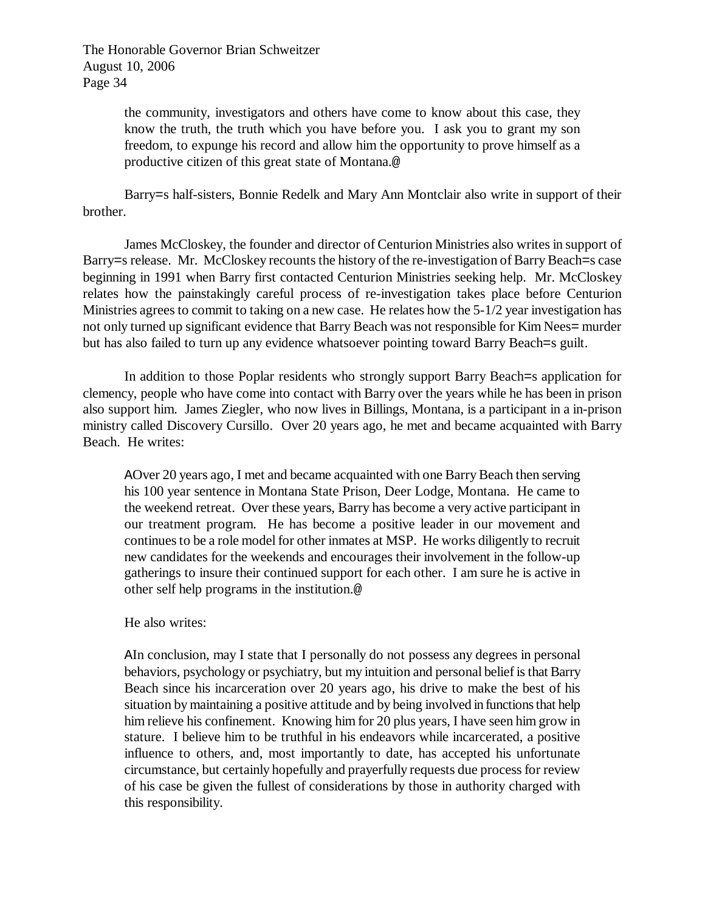> the community, investigators and others have come to know about this case, they know the truth, the truth which you have before you. I ask you to grant my son freedom, to expunge his record and allow him the opportunity to prove himself as a productive citizen of this great state of Montana.@

Barry=s half-sisters, Bonnie Redelk and Mary Ann Montclair also write in support of their brother.

James McCloskey, the founder and director of Centurion Ministries also writes in support of Barry=s release. Mr. McCloskey recounts the history of the re-investigation of Barry Beach=s case beginning in 1991 when Barry first contacted Centurion Ministries seeking help. Mr. McCloskey relates how the painstakingly careful process of re-investigation takes place before Centurion Ministries agrees to commit to taking on a new case. He relates how the 5-1/2 year investigation has not only turned up significant evidence that Barry Beach was not responsible for Kim Nees= murder but has also failed to turn up any evidence whatsoever pointing toward Barry Beach=s guilt.

In addition to those Poplar residents who strongly support Barry Beach=s application for clemency, people who have come into contact with Barry over the years while he has been in prison also support him. James Ziegler, who now lives in Billings, Montana, is a participant in a in-prison ministry called Discovery Cursillo. Over 20 years ago, he met and became acquainted with Barry Beach. He writes:

> AOver 20 years ago, I met and became acquainted with one Barry Beach then serving his 100 year sentence in Montana State Prison, Deer Lodge, Montana. He came to the weekend retreat. Over these years, Barry has become a very active participant in our treatment program. He has become a positive leader in our movement and continues to be a role model for other inmates at MSP. He works diligently to recruit new candidates for the weekends and encourages their involvement in the follow-up gatherings to insure their continued support for each other. I am sure he is active in other self help programs in the institution.@

He also writes:

> AIn conclusion, may I state that I personally do not possess any degrees in personal behaviors, psychology or psychiatry, but my intuition and personal belief is that Barry Beach since his incarceration over 20 years ago, his drive to make the best of his situation by maintaining a positive attitude and by being involved in functions that help him relieve his confinement. Knowing him for 20 plus years, I have seen him grow in stature. I believe him to be truthful in his endeavors while incarcerated, a positive influence to others, and, most importantly to date, has accepted his unfortunate circumstance, but certainly hopefully and prayerfully requests due process for review of his case be given the fullest of considerations by those in authority charged with this responsibility.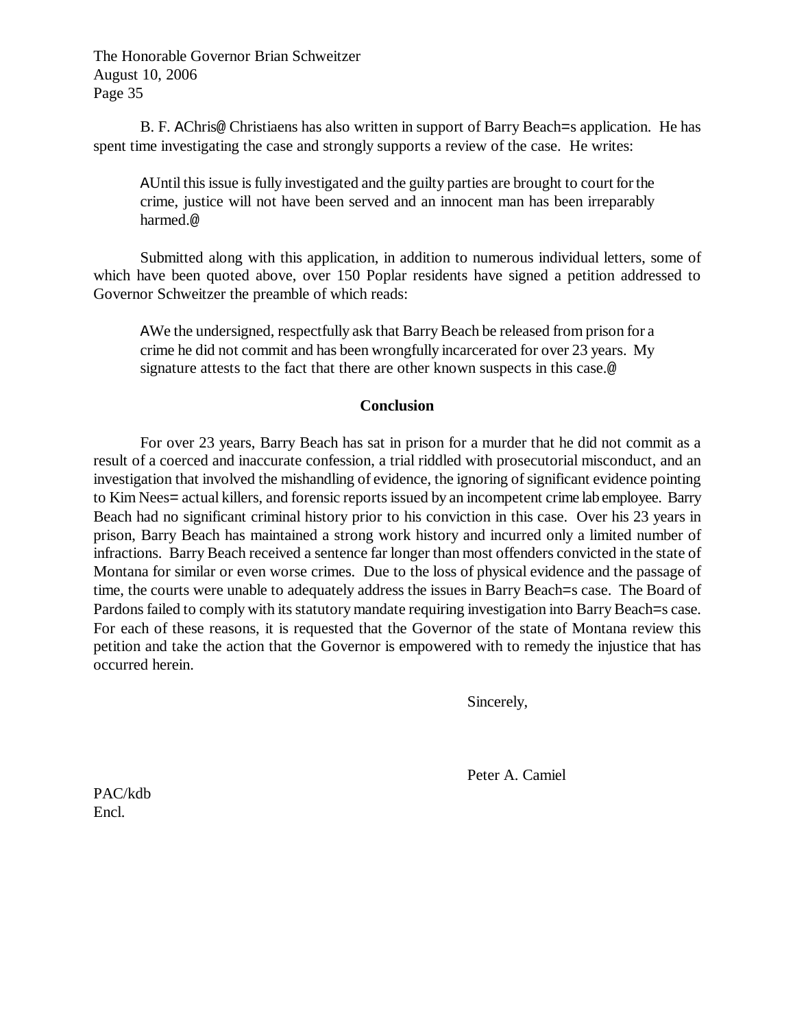B. F. AChris@ Christiaens has also written in support of Barry Beach=s application. He has spent time investigating the case and strongly supports a review of the case. He writes:

> AUntil this issue is fully investigated and the guilty parties are brought to court for the crime, justice will not have been served and an innocent man has been irreparably harmed.@

Submitted along with this application, in addition to numerous individual letters, some of which have been quoted above, over 150 Poplar residents have signed a petition addressed to Governor Schweitzer the preamble of which reads:

> AWe the undersigned, respectfully ask that Barry Beach be released from prison for a crime he did not commit and has been wrongfully incarcerated for over 23 years. My signature attests to the fact that there are other known suspects in this case.@

## Conclusion

For over 23 years, Barry Beach has sat in prison for a murder that he did not commit as a result of a coerced and inaccurate confession, a trial riddled with prosecutorial misconduct, and an investigation that involved the mishandling of evidence, the ignoring of significant evidence pointing to Kim Nees= actual killers, and forensic reports issued by an incompetent crime lab employee. Barry Beach had no significant criminal history prior to his conviction in this case. Over his 23 years in prison, Barry Beach has maintained a strong work history and incurred only a limited number of infractions. Barry Beach received a sentence far longer than most offenders convicted in the state of Montana for similar or even worse crimes. Due to the loss of physical evidence and the passage of time, the courts were unable to adequately address the issues in Barry Beach=s case. The Board of Pardons failed to comply with its statutory mandate requiring investigation into Barry Beach=s case. For each of these reasons, it is requested that the Governor of the state of Montana review this petition and take the action that the Governor is empowered with to remedy the injustice that has occurred herein.

Sincerely,

Peter A. Camiel

PAC/kdb
Encl.